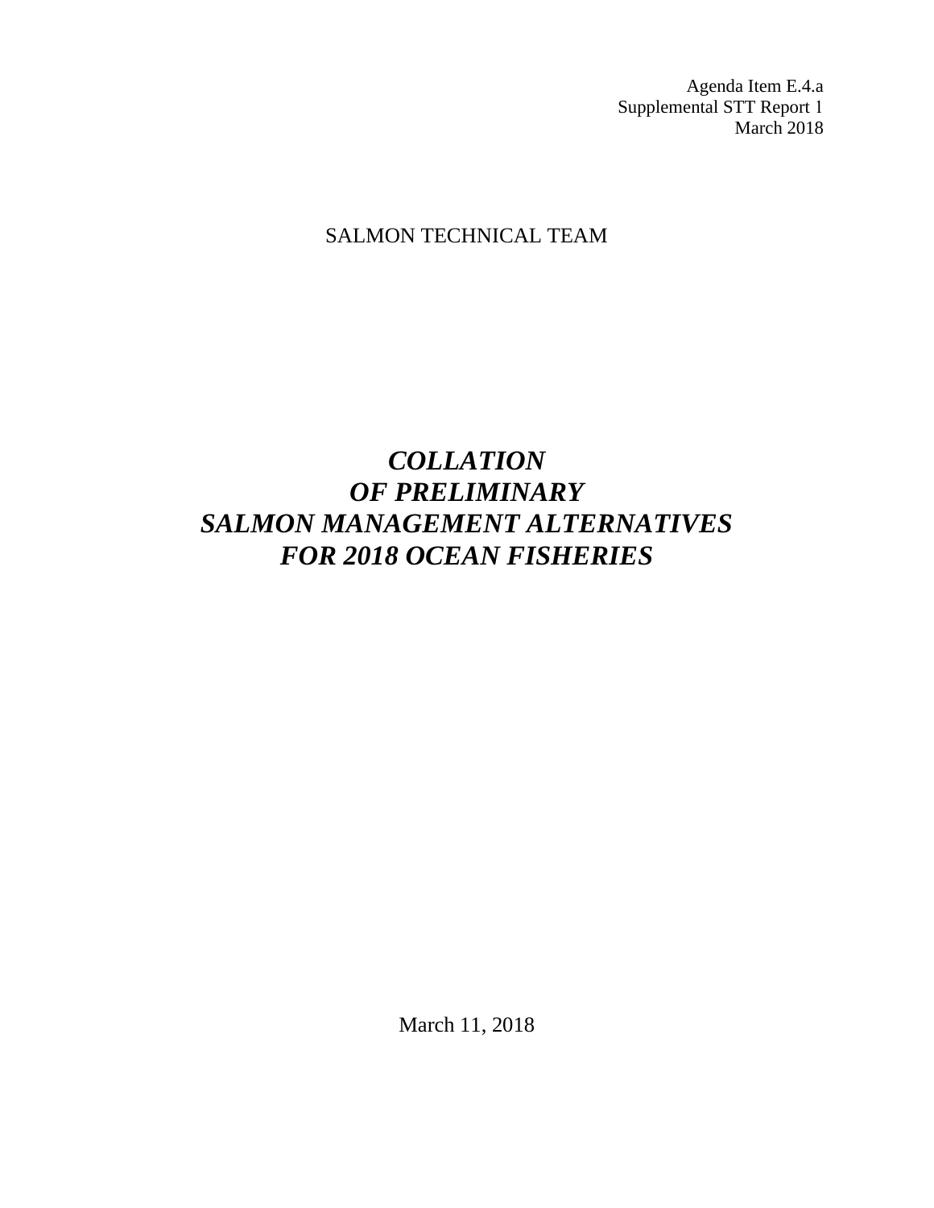Agenda Item E.4.a
Supplemental STT Report 1
March 2018

SALMON TECHNICAL TEAM

# ***COLLATION OF PRELIMINARY SALMON MANAGEMENT ALTERNATIVES FOR 2018 OCEAN FISHERIES***

March 11, 2018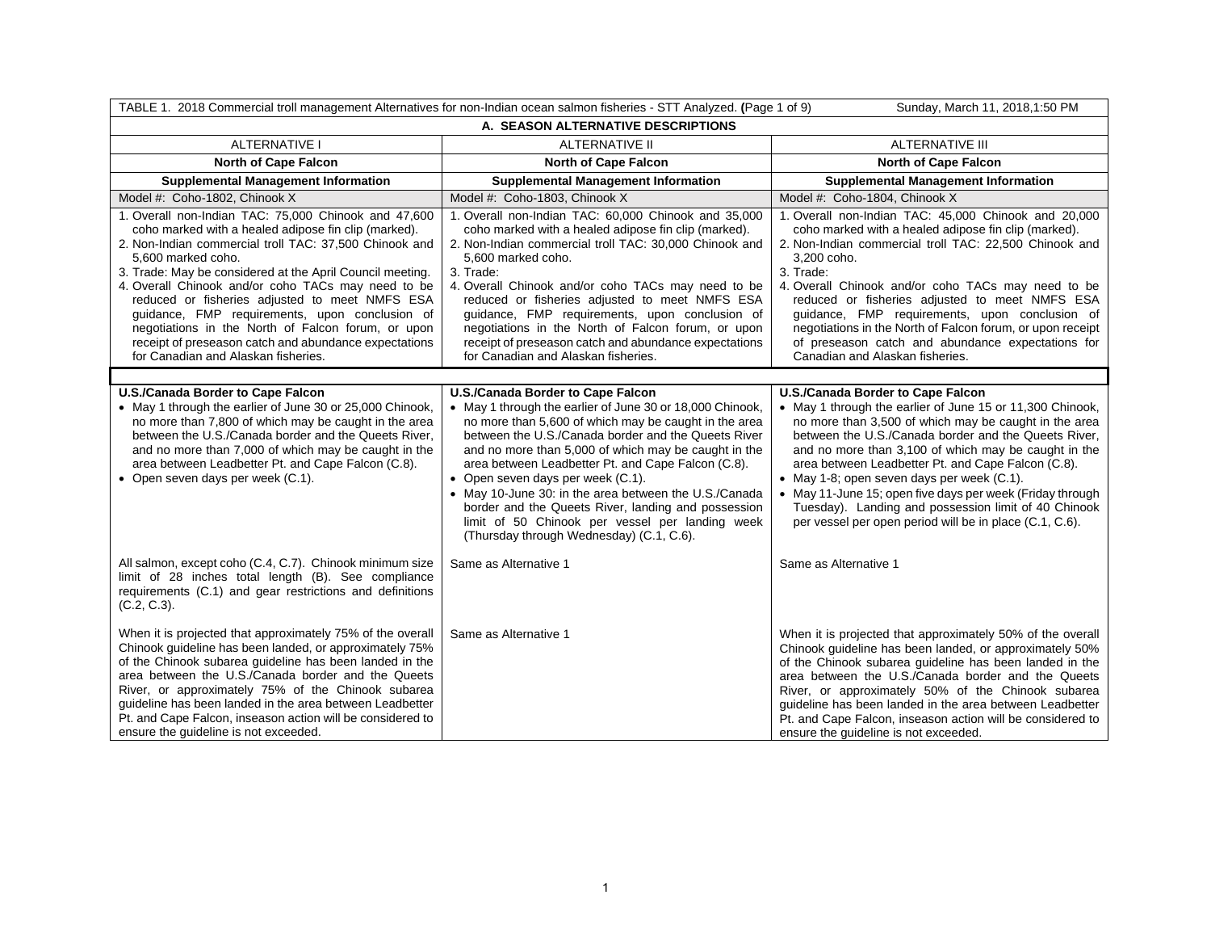| TABLE 1. 2018 Commercial troll management Alternatives for non-Indian ocean salmon fisheries - STT Analyzed. (Page 1 of 9) Sunday, March 11, 2018,1:50 PM | | |
|---|---|---|
| **A. SEASON ALTERNATIVE DESCRIPTIONS** | | |
| ALTERNATIVE I | ALTERNATIVE II | ALTERNATIVE III |
| **North of Cape Falcon** | **North of Cape Falcon** | **North of Cape Falcon** |
| **Supplemental Management Information** | **Supplemental Management Information** | **Supplemental Management Information** |
| Model #: Coho-1802, Chinook X | Model #: Coho-1803, Chinook X | Model #: Coho-1804, Chinook X |
| 1. Overall non-Indian TAC: 75,000 Chinook and 47,600 coho marked with a healed adipose fin clip (marked).<br>2. Non-Indian commercial troll TAC: 37,500 Chinook and 5,600 marked coho.<br>3. Trade: May be considered at the April Council meeting.<br>4. Overall Chinook and/or coho TACs may need to be reduced or fisheries adjusted to meet NMFS ESA guidance, FMP requirements, upon conclusion of negotiations in the North of Falcon forum, or upon receipt of preseason catch and abundance expectations for Canadian and Alaskan fisheries. | 1. Overall non-Indian TAC: 60,000 Chinook and 35,000 coho marked with a healed adipose fin clip (marked).<br>2. Non-Indian commercial troll TAC: 30,000 Chinook and 5,600 marked coho.<br>3. Trade:<br>4. Overall Chinook and/or coho TACs may need to be reduced or fisheries adjusted to meet NMFS ESA guidance, FMP requirements, upon conclusion of negotiations in the North of Falcon forum, or upon receipt of preseason catch and abundance expectations for Canadian and Alaskan fisheries. | 1. Overall non-Indian TAC: 45,000 Chinook and 20,000 coho marked with a healed adipose fin clip (marked).<br>2. Non-Indian commercial troll TAC: 22,500 Chinook and 3,200 coho.<br>3. Trade:<br>4. Overall Chinook and/or coho TACs may need to be reduced or fisheries adjusted to meet NMFS ESA guidance, FMP requirements, upon conclusion of negotiations in the North of Falcon forum, or upon receipt of preseason catch and abundance expectations for Canadian and Alaskan fisheries. |
| | | |
| **U.S./Canada Border to Cape Falcon**<br>• May 1 through the earlier of June 30 or 25,000 Chinook, no more than 7,800 of which may be caught in the area between the U.S./Canada border and the Queets River, and no more than 7,000 of which may be caught in the area between Leadbetter Pt. and Cape Falcon (C.8).<br>• Open seven days per week (C.1). | **U.S./Canada Border to Cape Falcon**<br>• May 1 through the earlier of June 30 or 18,000 Chinook, no more than 5,600 of which may be caught in the area between the U.S./Canada border and the Queets River and no more than 5,000 of which may be caught in the area between Leadbetter Pt. and Cape Falcon (C.8).<br>• Open seven days per week (C.1).<br>• May 10-June 30: in the area between the U.S./Canada border and the Queets River, landing and possession limit of 50 Chinook per vessel per landing week (Thursday through Wednesday) (C.1, C.6). | **U.S./Canada Border to Cape Falcon**<br>• May 1 through the earlier of June 15 or 11,300 Chinook, no more than 3,500 of which may be caught in the area between the U.S./Canada border and the Queets River, and no more than 3,100 of which may be caught in the area between Leadbetter Pt. and Cape Falcon (C.8).<br>• May 1-8; open seven days per week (C.1).<br>• May 11-June 15; open five days per week (Friday through Tuesday). Landing and possession limit of 40 Chinook per vessel per open period will be in place (C.1, C.6). |
| All salmon, except coho (C.4, C.7). Chinook minimum size limit of 28 inches total length (B). See compliance requirements (C.1) and gear restrictions and definitions (C.2, C.3). | Same as Alternative 1 | Same as Alternative 1 |
| When it is projected that approximately 75% of the overall Chinook guideline has been landed, or approximately 75% of the Chinook subarea guideline has been landed in the area between the U.S./Canada border and the Queets River, or approximately 75% of the Chinook subarea guideline has been landed in the area between Leadbetter Pt. and Cape Falcon, inseason action will be considered to ensure the guideline is not exceeded. | Same as Alternative 1 | When it is projected that approximately 50% of the overall Chinook guideline has been landed, or approximately 50% of the Chinook subarea guideline has been landed in the area between the U.S./Canada border and the Queets River, or approximately 50% of the Chinook subarea guideline has been landed in the area between Leadbetter Pt. and Cape Falcon, inseason action will be considered to ensure the guideline is not exceeded. |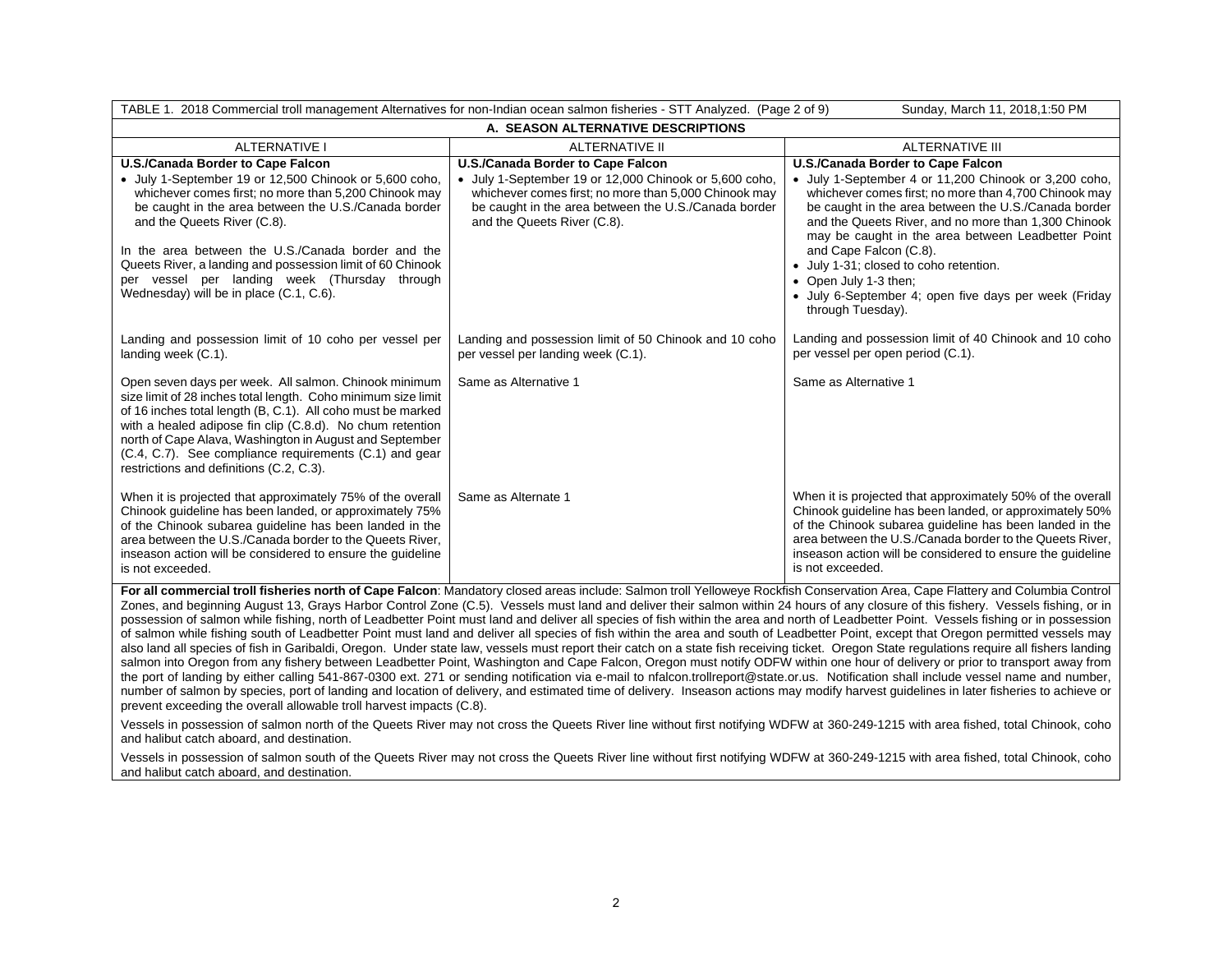TABLE 1. 2018 Commercial troll management Alternatives for non-Indian ocean salmon fisheries - STT Analyzed. (Page 2 of 9) Sunday, March 11, 2018,1:50 PM

| A. SEASON ALTERNATIVE DESCRIPTIONS | | |
|---|---|---|
| ALTERNATIVE I | ALTERNATIVE II | ALTERNATIVE III |
| **U.S./Canada Border to Cape Falcon**<br>• July 1-September 19 or 12,500 Chinook or 5,600 coho, whichever comes first; no more than 5,200 Chinook may be caught in the area between the U.S./Canada border and the Queets River (C.8).<br><br>In the area between the U.S./Canada border and the Queets River, a landing and possession limit of 60 Chinook per vessel per landing week (Thursday through Wednesday) will be in place (C.1, C.6). | **U.S./Canada Border to Cape Falcon**<br>• July 1-September 19 or 12,000 Chinook or 5,600 coho, whichever comes first; no more than 5,000 Chinook may be caught in the area between the U.S./Canada border and the Queets River (C.8). | **U.S./Canada Border to Cape Falcon**<br>• July 1-September 4 or 11,200 Chinook or 3,200 coho, whichever comes first; no more than 4,700 Chinook may be caught in the area between the U.S./Canada border and the Queets River, and no more than 1,300 Chinook may be caught in the area between Leadbetter Point and Cape Falcon (C.8).<br>• July 1-31; closed to coho retention.<br>• Open July 1-3 then;<br>• July 6-September 4; open five days per week (Friday through Tuesday). |
| Landing and possession limit of 10 coho per vessel per landing week (C.1). | Landing and possession limit of 50 Chinook and 10 coho per vessel per landing week (C.1). | Landing and possession limit of 40 Chinook and 10 coho per vessel per open period (C.1). |
| Open seven days per week. All salmon. Chinook minimum size limit of 28 inches total length. Coho minimum size limit of 16 inches total length (B, C.1). All coho must be marked with a healed adipose fin clip (C.8.d). No chum retention north of Cape Alava, Washington in August and September (C.4, C.7). See compliance requirements (C.1) and gear restrictions and definitions (C.2, C.3). | Same as Alternative 1 | Same as Alternative 1 |
| When it is projected that approximately 75% of the overall Chinook guideline has been landed, or approximately 75% of the Chinook subarea guideline has been landed in the area between the U.S./Canada border to the Queets River, inseason action will be considered to ensure the guideline is not exceeded. | Same as Alternate 1 | When it is projected that approximately 50% of the overall Chinook guideline has been landed, or approximately 50% of the Chinook subarea guideline has been landed in the area between the U.S./Canada border to the Queets River, inseason action will be considered to ensure the guideline is not exceeded. |

**For all commercial troll fisheries north of Cape Falcon**: Mandatory closed areas include: Salmon troll Yelloweye Rockfish Conservation Area, Cape Flattery and Columbia Control Zones, and beginning August 13, Grays Harbor Control Zone (C.5). Vessels must land and deliver their salmon within 24 hours of any closure of this fishery. Vessels fishing, or in possession of salmon while fishing, north of Leadbetter Point must land and deliver all species of fish within the area and north of Leadbetter Point. Vessels fishing or in possession of salmon while fishing south of Leadbetter Point must land and deliver all species of fish within the area and south of Leadbetter Point, except that Oregon permitted vessels may also land all species of fish in Garibaldi, Oregon. Under state law, vessels must report their catch on a state fish receiving ticket. Oregon State regulations require all fishers landing salmon into Oregon from any fishery between Leadbetter Point, Washington and Cape Falcon, Oregon must notify ODFW within one hour of delivery or prior to transport away from the port of landing by either calling 541-867-0300 ext. 271 or sending notification via e-mail to nfalcon.trollreport@state.or.us. Notification shall include vessel name and number, number of salmon by species, port of landing and location of delivery, and estimated time of delivery. Inseason actions may modify harvest guidelines in later fisheries to achieve or prevent exceeding the overall allowable troll harvest impacts (C.8).

Vessels in possession of salmon north of the Queets River may not cross the Queets River line without first notifying WDFW at 360-249-1215 with area fished, total Chinook, coho and halibut catch aboard, and destination.

Vessels in possession of salmon south of the Queets River may not cross the Queets River line without first notifying WDFW at 360-249-1215 with area fished, total Chinook, coho and halibut catch aboard, and destination.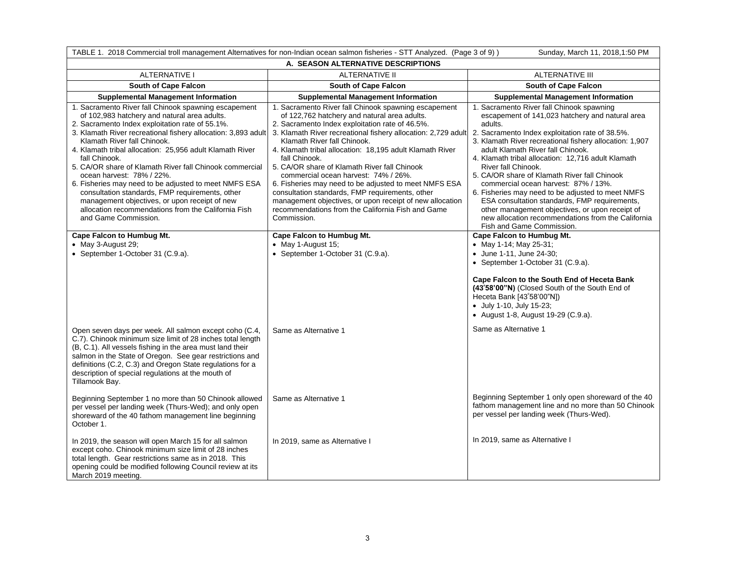TABLE 1. 2018 Commercial troll management Alternatives for non-Indian ocean salmon fisheries - STT Analyzed. (Page 3 of 9) ) Sunday, March 11, 2018,1:50 PM

| A. SEASON ALTERNATIVE DESCRIPTIONS | | |
|---|---|---|
| ALTERNATIVE I | ALTERNATIVE II | ALTERNATIVE III |
| **South of Cape Falcon** | **South of Cape Falcon** | **South of Cape Falcon** |
| **Supplemental Management Information** | **Supplemental Management Information** | **Supplemental Management Information** |
| 1. Sacramento River fall Chinook spawning escapement of 102,983 hatchery and natural area adults.<br>2. Sacramento Index exploitation rate of 55.1%.<br>3. Klamath River recreational fishery allocation: 3,893 adult Klamath River fall Chinook.<br>4. Klamath tribal allocation: 25,956 adult Klamath River fall Chinook.<br>5. CA/OR share of Klamath River fall Chinook commercial ocean harvest: 78% / 22%.<br>6. Fisheries may need to be adjusted to meet NMFS ESA consultation standards, FMP requirements, other management objectives, or upon receipt of new allocation recommendations from the California Fish and Game Commission. | 1. Sacramento River fall Chinook spawning escapement of 122,762 hatchery and natural area adults.<br>2. Sacramento Index exploitation rate of 46.5%.<br>3. Klamath River recreational fishery allocation: 2,729 adult Klamath River fall Chinook.<br>4. Klamath tribal allocation: 18,195 adult Klamath River fall Chinook.<br>5. CA/OR share of Klamath River fall Chinook commercial ocean harvest: 74% / 26%.<br>6. Fisheries may need to be adjusted to meet NMFS ESA consultation standards, FMP requirements, other management objectives, or upon receipt of new allocation recommendations from the California Fish and Game Commission. | 1. Sacramento River fall Chinook spawning escapement of 141,023 hatchery and natural area adults.<br>2. Sacramento Index exploitation rate of 38.5%.<br>3. Klamath River recreational fishery allocation: 1,907 adult Klamath River fall Chinook.<br>4. Klamath tribal allocation: 12,716 adult Klamath River fall Chinook.<br>5. CA/OR share of Klamath River fall Chinook commercial ocean harvest: 87% / 13%.<br>6. Fisheries may need to be adjusted to meet NMFS ESA consultation standards, FMP requirements, other management objectives, or upon receipt of new allocation recommendations from the California Fish and Game Commission. |
| **Cape Falcon to Humbug Mt.**<br>• May 3-August 29;<br>• September 1-October 31 (C.9.a). | **Cape Falcon to Humbug Mt.**<br>• May 1-August 15;<br>• September 1-October 31 (C.9.a). | **Cape Falcon to Humbug Mt.**<br>• May 1-14; May 25-31;<br>• June 1-11, June 24-30;<br>• September 1-October 31 (C.9.a).<br><br>**Cape Falcon to the South End of Heceta Bank (43°58'00"N)** (Closed South of the South End of Heceta Bank [43°58'00"N])<br>• July 1-10, July 15-23;<br>• August 1-8, August 19-29 (C.9.a). |
| Open seven days per week. All salmon except coho (C.4, C.7). Chinook minimum size limit of 28 inches total length (B, C.1). All vessels fishing in the area must land their salmon in the State of Oregon. See gear restrictions and definitions (C.2, C.3) and Oregon State regulations for a description of special regulations at the mouth of Tillamook Bay. | Same as Alternative 1 | Same as Alternative 1 |
| Beginning September 1 no more than 50 Chinook allowed per vessel per landing week (Thurs-Wed); and only open shoreward of the 40 fathom management line beginning October 1. | Same as Alternative 1 | Beginning September 1 only open shoreward of the 40 fathom management line and no more than 50 Chinook per vessel per landing week (Thurs-Wed). |
| In 2019, the season will open March 15 for all salmon except coho. Chinook minimum size limit of 28 inches total length. Gear restrictions same as in 2018. This opening could be modified following Council review at its March 2019 meeting. | In 2019, same as Alternative I | In 2019, same as Alternative I |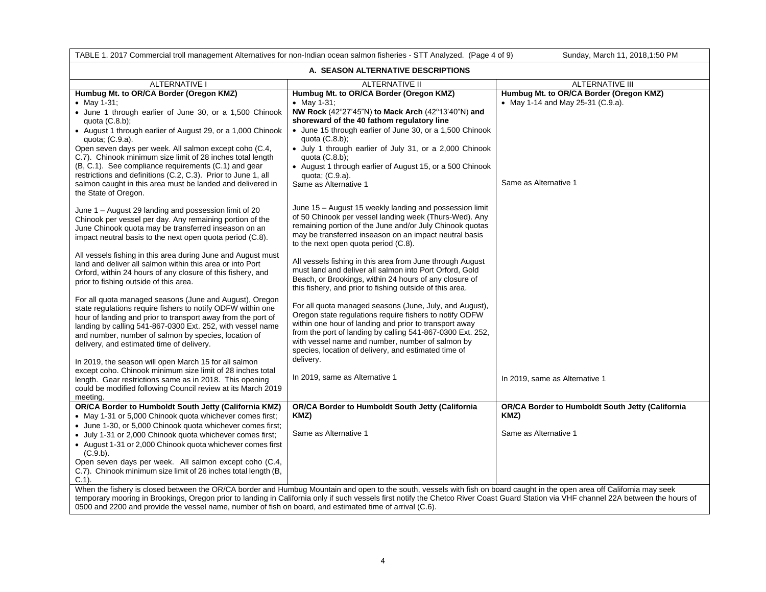TABLE 1. 2017 Commercial troll management Alternatives for non-Indian ocean salmon fisheries - STT Analyzed. (Page 4 of 9) Sunday, March 11, 2018,1:50 PM

| A. SEASON ALTERNATIVE DESCRIPTIONS | | |
|---|---|---|
| ALTERNATIVE I | ALTERNATIVE II | ALTERNATIVE III |
| **Humbug Mt. to OR/CA Border (Oregon KMZ)**<br>• May 1-31;<br>• June 1 through earlier of June 30, or a 1,500 Chinook quota (C.8.b);<br>• August 1 through earlier of August 29, or a 1,000 Chinook quota; (C.9.a).<br>Open seven days per week. All salmon except coho (C.4, C.7). Chinook minimum size limit of 28 inches total length (B, C.1). See compliance requirements (C.1) and gear restrictions and definitions (C.2, C.3). Prior to June 1, all salmon caught in this area must be landed and delivered in the State of Oregon.<br><br>June 1 – August 29 landing and possession limit of 20 Chinook per vessel per day. Any remaining portion of the June Chinook quota may be transferred inseason on an impact neutral basis to the next open quota period (C.8).<br><br>All vessels fishing in this area during June and August must land and deliver all salmon within this area or into Port Orford, within 24 hours of any closure of this fishery, and prior to fishing outside of this area.<br><br>For all quota managed seasons (June and August), Oregon state regulations require fishers to notify ODFW within one hour of landing and prior to transport away from the port of landing by calling 541-867-0300 Ext. 252, with vessel name and number, number of salmon by species, location of delivery, and estimated time of delivery.<br><br>In 2019, the season will open March 15 for all salmon except coho. Chinook minimum size limit of 28 inches total length. Gear restrictions same as in 2018. This opening could be modified following Council review at its March 2019 meeting. | **Humbug Mt. to OR/CA Border (Oregon KMZ)**<br>• May 1-31;<br>**NW Rock** (42°27'45"N) **to Mack Arch** (42°13'40"N) **and shoreward of the 40 fathom regulatory line**<br>• June 15 through earlier of June 30, or a 1,500 Chinook quota (C.8.b);<br>• July 1 through earlier of July 31, or a 2,000 Chinook quota (C.8.b);<br>• August 1 through earlier of August 15, or a 500 Chinook quota; (C.9.a).<br>Same as Alternative 1<br><br>June 15 – August 15 weekly landing and possession limit of 50 Chinook per vessel landing week (Thurs-Wed). Any remaining portion of the June and/or July Chinook quotas may be transferred inseason on an impact neutral basis to the next open quota period (C.8).<br><br>All vessels fishing in this area from June through August must land and deliver all salmon into Port Orford, Gold Beach, or Brookings, within 24 hours of any closure of this fishery, and prior to fishing outside of this area.<br><br>For all quota managed seasons (June, July, and August), Oregon state regulations require fishers to notify ODFW within one hour of landing and prior to transport away from the port of landing by calling 541-867-0300 Ext. 252, with vessel name and number, number of salmon by species, location of delivery, and estimated time of delivery.<br><br>In 2019, same as Alternative 1 | **Humbug Mt. to OR/CA Border (Oregon KMZ)**<br>• May 1-14 and May 25-31 (C.9.a).<br><br>Same as Alternative 1<br><br>In 2019, same as Alternative 1 |
| **OR/CA Border to Humboldt South Jetty (California KMZ)**<br>• May 1-31 or 5,000 Chinook quota whichever comes first;<br>• June 1-30, or 5,000 Chinook quota whichever comes first;<br>• July 1-31 or 2,000 Chinook quota whichever comes first;<br>• August 1-31 or 2,000 Chinook quota whichever comes first (C.9.b).<br>Open seven days per week. All salmon except coho (C.4, C.7). Chinook minimum size limit of 26 inches total length (B, C.1). | **OR/CA Border to Humboldt South Jetty (California KMZ)**<br><br>Same as Alternative 1 | **OR/CA Border to Humboldt South Jetty (California KMZ)**<br><br>Same as Alternative 1 |
| When the fishery is closed between the OR/CA border and Humbug Mountain and open to the south, vessels with fish on board caught in the open area off California may seek temporary mooring in Brookings, Oregon prior to landing in California only if such vessels first notify the Chetco River Coast Guard Station via VHF channel 22A between the hours of 0500 and 2200 and provide the vessel name, number of fish on board, and estimated time of arrival (C.6). | | |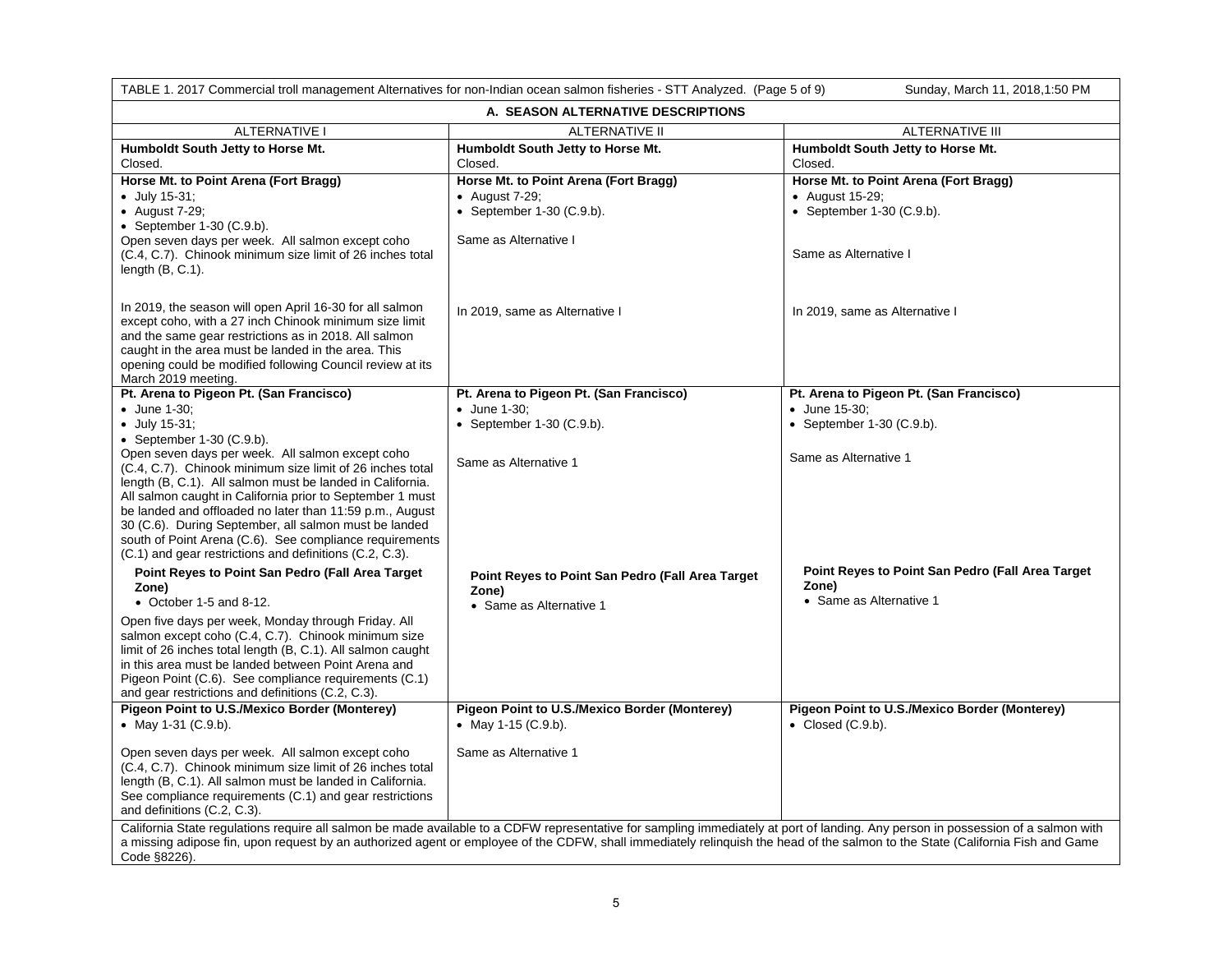TABLE 1. 2017 Commercial troll management Alternatives for non-Indian ocean salmon fisheries - STT Analyzed. (Page 5 of 9) Sunday, March 11, 2018,1:50 PM

| A. SEASON ALTERNATIVE DESCRIPTIONS | | |
|---|---|---|
| ALTERNATIVE I | ALTERNATIVE II | ALTERNATIVE III |
| **Humboldt South Jetty to Horse Mt.**<br>Closed. | **Humboldt South Jetty to Horse Mt.**<br>Closed. | **Humboldt South Jetty to Horse Mt.**<br>Closed. |
| **Horse Mt. to Point Arena (Fort Bragg)**<br>• July 15-31;<br>• August 7-29;<br>• September 1-30 (C.9.b).<br>Open seven days per week. All salmon except coho (C.4, C.7). Chinook minimum size limit of 26 inches total length (B, C.1).<br><br>In 2019, the season will open April 16-30 for all salmon except coho, with a 27 inch Chinook minimum size limit and the same gear restrictions as in 2018. All salmon caught in the area must be landed in the area. This opening could be modified following Council review at its March 2019 meeting. | **Horse Mt. to Point Arena (Fort Bragg)**<br>• August 7-29;<br>• September 1-30 (C.9.b).<br><br>Same as Alternative I<br><br>In 2019, same as Alternative I | **Horse Mt. to Point Arena (Fort Bragg)**<br>• August 15-29;<br>• September 1-30 (C.9.b).<br><br>Same as Alternative I<br><br>In 2019, same as Alternative I |
| **Pt. Arena to Pigeon Pt. (San Francisco)**<br>• June 1-30;<br>• July 15-31;<br>• September 1-30 (C.9.b).<br>Open seven days per week. All salmon except coho (C.4, C.7). Chinook minimum size limit of 26 inches total length (B, C.1). All salmon must be landed in California. All salmon caught in California prior to September 1 must be landed and offloaded no later than 11:59 p.m., August 30 (C.6). During September, all salmon must be landed south of Point Arena (C.6). See compliance requirements (C.1) and gear restrictions and definitions (C.2, C.3).<br><br>**Point Reyes to Point San Pedro (Fall Area Target Zone)**<br>• October 1-5 and 8-12.<br>Open five days per week, Monday through Friday. All salmon except coho (C.4, C.7). Chinook minimum size limit of 26 inches total length (B, C.1). All salmon caught in this area must be landed between Point Arena and Pigeon Point (C.6). See compliance requirements (C.1) and gear restrictions and definitions (C.2, C.3). | **Pt. Arena to Pigeon Pt. (San Francisco)**<br>• June 1-30;<br>• September 1-30 (C.9.b).<br><br>Same as Alternative 1<br><br>**Point Reyes to Point San Pedro (Fall Area Target Zone)**<br>• Same as Alternative 1 | **Pt. Arena to Pigeon Pt. (San Francisco)**<br>• June 15-30;<br>• September 1-30 (C.9.b).<br><br>Same as Alternative 1<br><br>**Point Reyes to Point San Pedro (Fall Area Target Zone)**<br>• Same as Alternative 1 |
| **Pigeon Point to U.S./Mexico Border (Monterey)**<br>• May 1-31 (C.9.b).<br><br>Open seven days per week. All salmon except coho (C.4, C.7). Chinook minimum size limit of 26 inches total length (B, C.1). All salmon must be landed in California. See compliance requirements (C.1) and gear restrictions and definitions (C.2, C.3). | **Pigeon Point to U.S./Mexico Border (Monterey)**<br>• May 1-15 (C.9.b).<br><br>Same as Alternative 1 | **Pigeon Point to U.S./Mexico Border (Monterey)**<br>• Closed (C.9.b). |
| California State regulations require all salmon be made available to a CDFW representative for sampling immediately at port of landing. Any person in possession of a salmon with a missing adipose fin, upon request by an authorized agent or employee of the CDFW, shall immediately relinquish the head of the salmon to the State (California Fish and Game Code §8226). | | |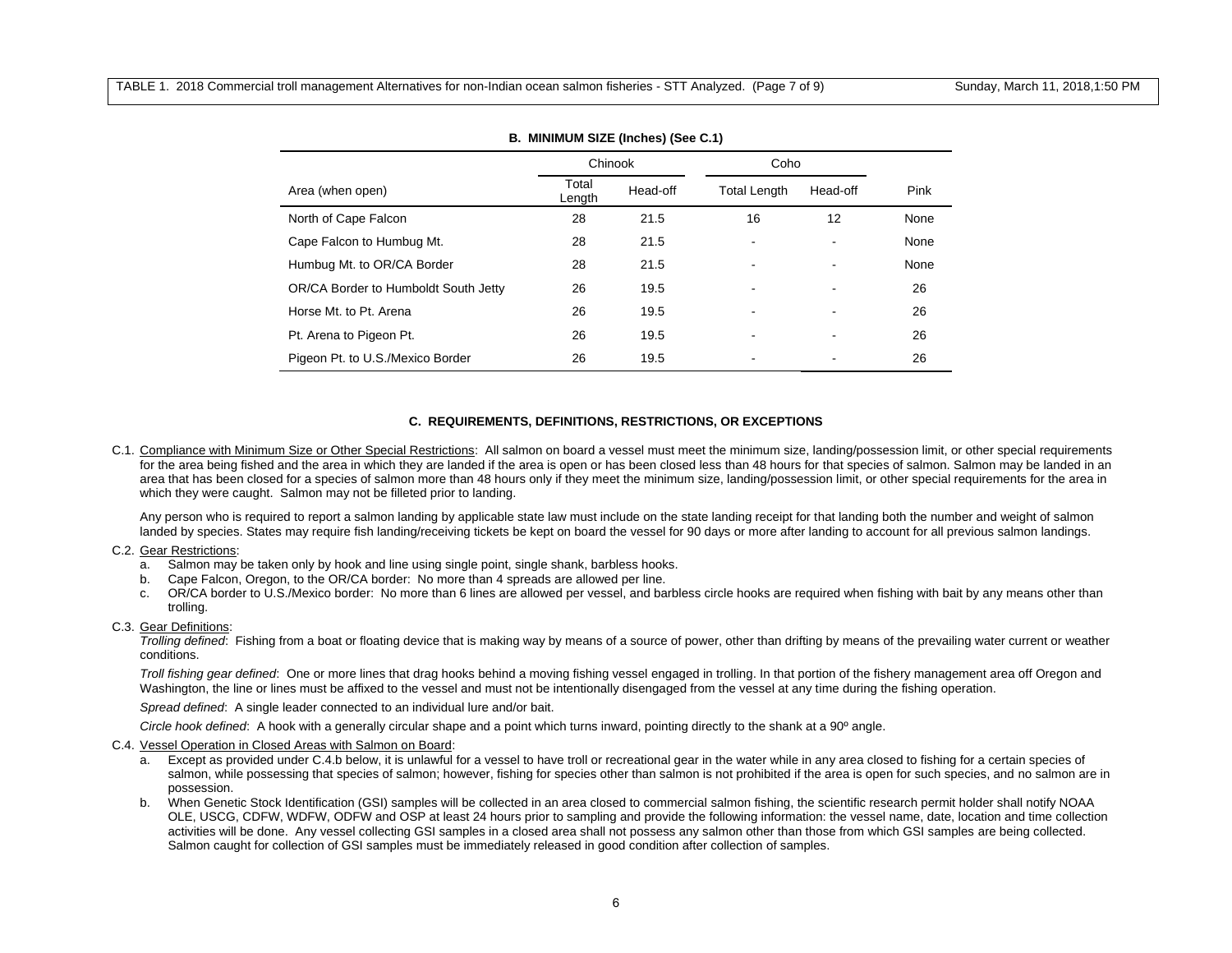### B. MINIMUM SIZE (Inches) (See C.1)

| Area (when open) | Chinook | | Coho | | Pink |
|---|---|---|---|---|---|
| | Total Length | Head-off | Total Length | Head-off | |
| North of Cape Falcon | 28 | 21.5 | 16 | 12 | None |
| Cape Falcon to Humbug Mt. | 28 | 21.5 | - | - | None |
| Humbug Mt. to OR/CA Border | 28 | 21.5 | - | - | None |
| OR/CA Border to Humboldt South Jetty | 26 | 19.5 | - | - | 26 |
| Horse Mt. to Pt. Arena | 26 | 19.5 | - | - | 26 |
| Pt. Arena to Pigeon Pt. | 26 | 19.5 | - | - | 26 |
| Pigeon Pt. to U.S./Mexico Border | 26 | 19.5 | - | - | 26 |

### C. REQUIREMENTS, DEFINITIONS, RESTRICTIONS, OR EXCEPTIONS

C.1. Compliance with Minimum Size or Other Special Restrictions: All salmon on board a vessel must meet the minimum size, landing/possession limit, or other special requirements for the area being fished and the area in which they are landed if the area is open or has been closed less than 48 hours for that species of salmon. Salmon may be landed in an area that has been closed for a species of salmon more than 48 hours only if they meet the minimum size, landing/possession limit, or other special requirements for the area in which they were caught. Salmon may not be filleted prior to landing.

Any person who is required to report a salmon landing by applicable state law must include on the state landing receipt for that landing both the number and weight of salmon landed by species. States may require fish landing/receiving tickets be kept on board the vessel for 90 days or more after landing to account for all previous salmon landings.

C.2. Gear Restrictions:

a. Salmon may be taken only by hook and line using single point, single shank, barbless hooks.
b. Cape Falcon, Oregon, to the OR/CA border: No more than 4 spreads are allowed per line.
c. OR/CA border to U.S./Mexico border: No more than 6 lines are allowed per vessel, and barbless circle hooks are required when fishing with bait by any means other than trolling.

C.3. Gear Definitions:

*Trolling defined*: Fishing from a boat or floating device that is making way by means of a source of power, other than drifting by means of the prevailing water current or weather conditions.

*Troll fishing gear defined*: One or more lines that drag hooks behind a moving fishing vessel engaged in trolling. In that portion of the fishery management area off Oregon and Washington, the line or lines must be affixed to the vessel and must not be intentionally disengaged from the vessel at any time during the fishing operation.

*Spread defined*: A single leader connected to an individual lure and/or bait.

*Circle hook defined*: A hook with a generally circular shape and a point which turns inward, pointing directly to the shank at a 90º angle.

C.4. Vessel Operation in Closed Areas with Salmon on Board:

a. Except as provided under C.4.b below, it is unlawful for a vessel to have troll or recreational gear in the water while in any area closed to fishing for a certain species of salmon, while possessing that species of salmon; however, fishing for species other than salmon is not prohibited if the area is open for such species, and no salmon are in possession.
b. When Genetic Stock Identification (GSI) samples will be collected in an area closed to commercial salmon fishing, the scientific research permit holder shall notify NOAA OLE, USCG, CDFW, WDFW, ODFW and OSP at least 24 hours prior to sampling and provide the following information: the vessel name, date, location and time collection activities will be done. Any vessel collecting GSI samples in a closed area shall not possess any salmon other than those from which GSI samples are being collected. Salmon caught for collection of GSI samples must be immediately released in good condition after collection of samples.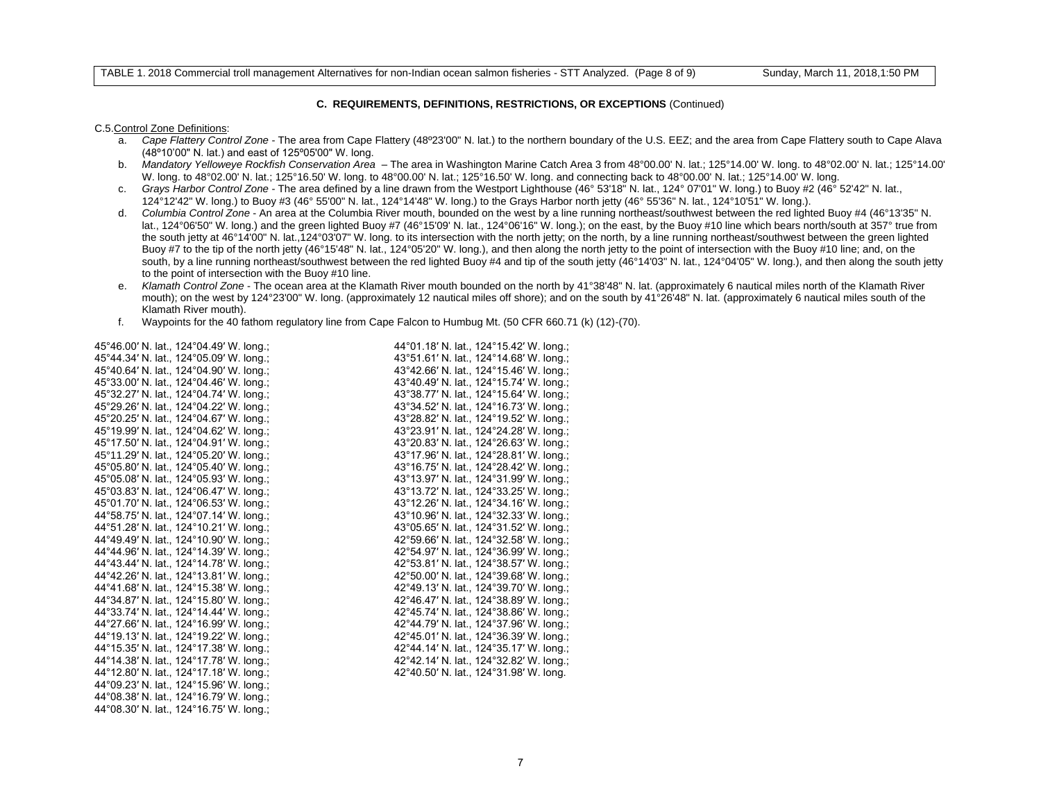**C. REQUIREMENTS, DEFINITIONS, RESTRICTIONS, OR EXCEPTIONS** (Continued)

C.5. Control Zone Definitions:

a. *Cape Flattery Control Zone* - The area from Cape Flattery (48º23'00" N. lat.) to the northern boundary of the U.S. EEZ; and the area from Cape Flattery south to Cape Alava (48º10'00" N. lat.) and east of 125º05'00" W. long.

b. *Mandatory Yelloweye Rockfish Conservation Area* – The area in Washington Marine Catch Area 3 from 48°00.00' N. lat.; 125°14.00' W. long. to 48°02.00' N. lat.; 125°14.00' W. long. to 48°02.00' N. lat.; 125°16.50' W. long. to 48°00.00' N. lat.; 125°16.50' W. long. and connecting back to 48°00.00' N. lat.; 125°14.00' W. long.

c. *Grays Harbor Control Zone* - The area defined by a line drawn from the Westport Lighthouse (46° 53'18" N. lat., 124° 07'01" W. long.) to Buoy #2 (46° 52'42" N. lat., 124°12'42" W. long.) to Buoy #3 (46° 55'00" N. lat., 124°14'48" W. long.) to the Grays Harbor north jetty (46° 55'36" N. lat., 124°10'51" W. long.).

d. *Columbia Control Zone* - An area at the Columbia River mouth, bounded on the west by a line running northeast/southwest between the red lighted Buoy #4 (46°13'35" N. lat., 124°06'50" W. long.) and the green lighted Buoy #7 (46°15'09' N. lat., 124°06'16" W. long.); on the east, by the Buoy #10 line which bears north/south at 357° true from the south jetty at 46°14'00" N. lat.,124°03'07" W. long. to its intersection with the north jetty; on the north, by a line running northeast/southwest between the green lighted Buoy #7 to the tip of the north jetty (46°15'48" N. lat., 124°05'20" W. long.), and then along the north jetty to the point of intersection with the Buoy #10 line; and, on the south, by a line running northeast/southwest between the red lighted Buoy #4 and tip of the south jetty (46°14'03" N. lat., 124°04'05" W. long.), and then along the south jetty to the point of intersection with the Buoy #10 line.

e. *Klamath Control Zone* - The ocean area at the Klamath River mouth bounded on the north by 41°38'48" N. lat. (approximately 6 nautical miles north of the Klamath River mouth); on the west by 124°23'00" W. long. (approximately 12 nautical miles off shore); and on the south by 41°26'48" N. lat. (approximately 6 nautical miles south of the Klamath River mouth).

f. Waypoints for the 40 fathom regulatory line from Cape Falcon to Humbug Mt. (50 CFR 660.71 (k) (12)-(70).

45°46.00′ N. lat., 124°04.49′ W. long.;
45°44.34′ N. lat., 124°05.09′ W. long.;
45°40.64′ N. lat., 124°04.90′ W. long.;
45°33.00′ N. lat., 124°04.46′ W. long.;
45°32.27′ N. lat., 124°04.74′ W. long.;
45°29.26′ N. lat., 124°04.22′ W. long.;
45°20.25′ N. lat., 124°04.67′ W. long.;
45°19.99′ N. lat., 124°04.62′ W. long.;
45°17.50′ N. lat., 124°04.91′ W. long.;
45°11.29′ N. lat., 124°05.20′ W. long.;
45°05.80′ N. lat., 124°05.40′ W. long.;
45°05.08′ N. lat., 124°05.93′ W. long.;
45°03.83′ N. lat., 124°06.47′ W. long.;
45°01.70′ N. lat., 124°06.53′ W. long.;
44°58.75′ N. lat., 124°07.14′ W. long.;
44°51.28′ N. lat., 124°10.21′ W. long.;
44°49.49′ N. lat., 124°10.90′ W. long.;
44°44.96′ N. lat., 124°14.39′ W. long.;
44°43.44′ N. lat., 124°14.78′ W. long.;
44°42.26′ N. lat., 124°13.81′ W. long.;
44°41.68′ N. lat., 124°15.38′ W. long.;
44°34.87′ N. lat., 124°15.80′ W. long.;
44°33.74′ N. lat., 124°14.44′ W. long.;
44°27.66′ N. lat., 124°16.99′ W. long.;
44°19.13′ N. lat., 124°19.22′ W. long.;
44°15.35′ N. lat., 124°17.38′ W. long.;
44°14.38′ N. lat., 124°17.78′ W. long.;
44°12.80′ N. lat., 124°17.18′ W. long.;
44°09.23′ N. lat., 124°15.96′ W. long.;
44°08.38′ N. lat., 124°16.79′ W. long.;
44°08.30′ N. lat., 124°16.75′ W. long.;
44°01.18′ N. lat., 124°15.42′ W. long.;
43°51.61′ N. lat., 124°14.68′ W. long.;
43°42.66′ N. lat., 124°15.46′ W. long.;
43°40.49′ N. lat., 124°15.74′ W. long.;
43°38.77′ N. lat., 124°15.64′ W. long.;
43°34.52′ N. lat., 124°16.73′ W. long.;
43°28.82′ N. lat., 124°19.52′ W. long.;
43°23.91′ N. lat., 124°24.28′ W. long.;
43°20.83′ N. lat., 124°26.63′ W. long.;
43°17.96′ N. lat., 124°28.81′ W. long.;
43°16.75′ N. lat., 124°28.42′ W. long.;
43°13.97′ N. lat., 124°31.99′ W. long.;
43°13.72′ N. lat., 124°33.25′ W. long.;
43°12.26′ N. lat., 124°34.16′ W. long.;
43°10.96′ N. lat., 124°32.33′ W. long.;
43°05.65′ N. lat., 124°31.52′ W. long.;
42°59.66′ N. lat., 124°32.58′ W. long.;
42°54.97′ N. lat., 124°36.99′ W. long.;
42°53.81′ N. lat., 124°38.57′ W. long.;
42°50.00′ N. lat., 124°39.68′ W. long.;
42°49.13′ N. lat., 124°39.70′ W. long.;
42°46.47′ N. lat., 124°38.89′ W. long.;
42°45.74′ N. lat., 124°38.86′ W. long.;
42°44.79′ N. lat., 124°37.96′ W. long.;
42°45.01′ N. lat., 124°36.39′ W. long.;
42°44.14′ N. lat., 124°35.17′ W. long.;
42°42.14′ N. lat., 124°32.82′ W. long.;
42°40.50′ N. lat., 124°31.98′ W. long.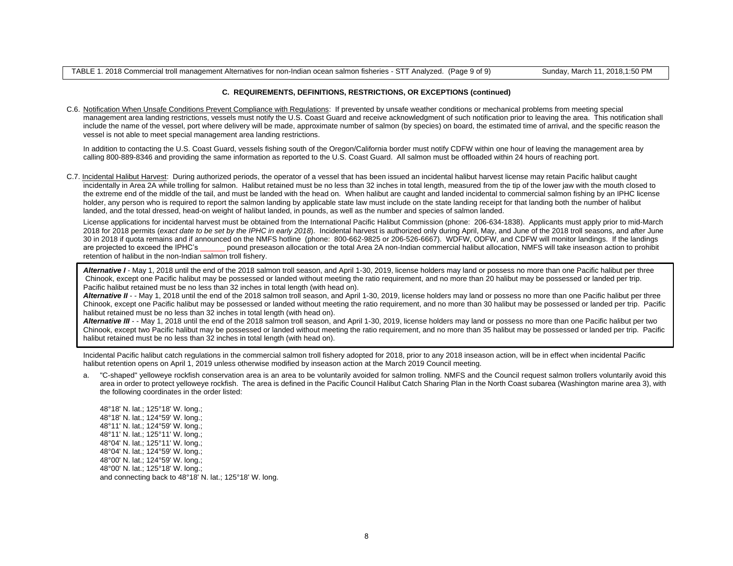### C. REQUIREMENTS, DEFINITIONS, RESTRICTIONS, OR EXCEPTIONS (continued)

C.6. Notification When Unsafe Conditions Prevent Compliance with Regulations: If prevented by unsafe weather conditions or mechanical problems from meeting special management area landing restrictions, vessels must notify the U.S. Coast Guard and receive acknowledgment of such notification prior to leaving the area. This notification shall include the name of the vessel, port where delivery will be made, approximate number of salmon (by species) on board, the estimated time of arrival, and the specific reason the vessel is not able to meet special management area landing restrictions.

In addition to contacting the U.S. Coast Guard, vessels fishing south of the Oregon/California border must notify CDFW within one hour of leaving the management area by calling 800-889-8346 and providing the same information as reported to the U.S. Coast Guard. All salmon must be offloaded within 24 hours of reaching port.

C.7. Incidental Halibut Harvest: During authorized periods, the operator of a vessel that has been issued an incidental halibut harvest license may retain Pacific halibut caught incidentally in Area 2A while trolling for salmon. Halibut retained must be no less than 32 inches in total length, measured from the tip of the lower jaw with the mouth closed to the extreme end of the middle of the tail, and must be landed with the head on. When halibut are caught and landed incidental to commercial salmon fishing by an IPHC license holder, any person who is required to report the salmon landing by applicable state law must include on the state landing receipt for that landing both the number of halibut landed, and the total dressed, head-on weight of halibut landed, in pounds, as well as the number and species of salmon landed.

License applications for incidental harvest must be obtained from the International Pacific Halibut Commission (phone: 206-634-1838). Applicants must apply prior to mid-March 2018 for 2018 permits (*exact date to be set by the IPHC in early 2018*). Incidental harvest is authorized only during April, May, and June of the 2018 troll seasons, and after June 30 in 2018 if quota remains and if announced on the NMFS hotline (phone: 800-662-9825 or 206-526-6667). WDFW, ODFW, and CDFW will monitor landings. If the landings are projected to exceed the IPHC's ______ pound preseason allocation or the total Area 2A non-Indian commercial halibut allocation, NMFS will take inseason action to prohibit retention of halibut in the non-Indian salmon troll fishery.

***Alternative I*** - May 1, 2018 until the end of the 2018 salmon troll season, and April 1-30, 2019, license holders may land or possess no more than one Pacific halibut per three Chinook, except one Pacific halibut may be possessed or landed without meeting the ratio requirement, and no more than 20 halibut may be possessed or landed per trip. Pacific halibut retained must be no less than 32 inches in total length (with head on).

***Alternative II*** - - May 1, 2018 until the end of the 2018 salmon troll season, and April 1-30, 2019, license holders may land or possess no more than one Pacific halibut per three Chinook, except one Pacific halibut may be possessed or landed without meeting the ratio requirement, and no more than 30 halibut may be possessed or landed per trip. Pacific halibut retained must be no less than 32 inches in total length (with head on).

***Alternative III*** - - May 1, 2018 until the end of the 2018 salmon troll season, and April 1-30, 2019, license holders may land or possess no more than one Pacific halibut per two Chinook, except two Pacific halibut may be possessed or landed without meeting the ratio requirement, and no more than 35 halibut may be possessed or landed per trip. Pacific halibut retained must be no less than 32 inches in total length (with head on).

Incidental Pacific halibut catch regulations in the commercial salmon troll fishery adopted for 2018, prior to any 2018 inseason action, will be in effect when incidental Pacific halibut retention opens on April 1, 2019 unless otherwise modified by inseason action at the March 2019 Council meeting.

a. "C-shaped" yelloweye rockfish conservation area is an area to be voluntarily avoided for salmon trolling. NMFS and the Council request salmon trollers voluntarily avoid this area in order to protect yelloweye rockfish. The area is defined in the Pacific Council Halibut Catch Sharing Plan in the North Coast subarea (Washington marine area 3), with the following coordinates in the order listed:

48°18' N. lat.; 125°18' W. long.;
48°18' N. lat.; 124°59' W. long.;
48°11' N. lat.; 124°59' W. long.;
48°11' N. lat.; 125°11' W. long.;
48°04' N. lat.; 125°11' W. long.;
48°04' N. lat.; 124°59' W. long.;
48°00' N. lat.; 124°59' W. long.;
48°00' N. lat.; 125°18' W. long.;
and connecting back to 48°18' N. lat.; 125°18' W. long.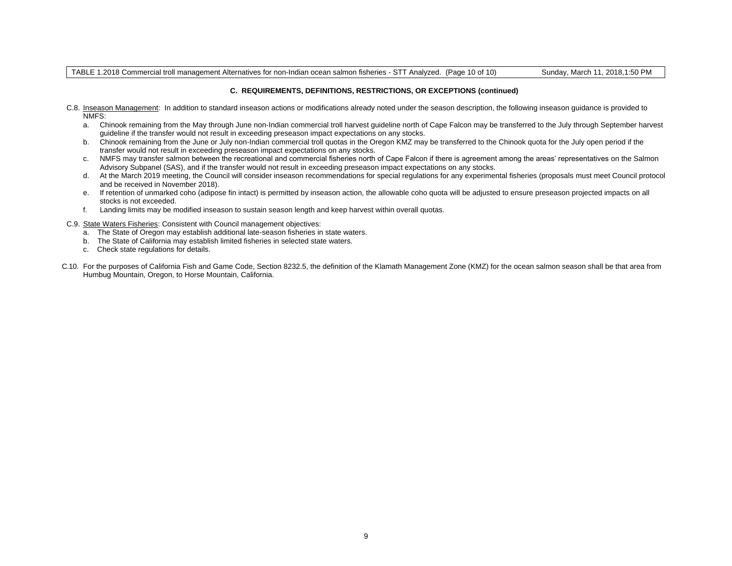### C. REQUIREMENTS, DEFINITIONS, RESTRICTIONS, OR EXCEPTIONS (continued)

C.8. Inseason Management: In addition to standard inseason actions or modifications already noted under the season description, the following inseason guidance is provided to NMFS:

a. Chinook remaining from the May through June non-Indian commercial troll harvest guideline north of Cape Falcon may be transferred to the July through September harvest guideline if the transfer would not result in exceeding preseason impact expectations on any stocks.
b. Chinook remaining from the June or July non-Indian commercial troll quotas in the Oregon KMZ may be transferred to the Chinook quota for the July open period if the transfer would not result in exceeding preseason impact expectations on any stocks.
c. NMFS may transfer salmon between the recreational and commercial fisheries north of Cape Falcon if there is agreement among the areas' representatives on the Salmon Advisory Subpanel (SAS), and if the transfer would not result in exceeding preseason impact expectations on any stocks.
d. At the March 2019 meeting, the Council will consider inseason recommendations for special regulations for any experimental fisheries (proposals must meet Council protocol and be received in November 2018).
e. If retention of unmarked coho (adipose fin intact) is permitted by inseason action, the allowable coho quota will be adjusted to ensure preseason projected impacts on all stocks is not exceeded.
f. Landing limits may be modified inseason to sustain season length and keep harvest within overall quotas.

C.9. State Waters Fisheries: Consistent with Council management objectives:

a. The State of Oregon may establish additional late-season fisheries in state waters.
b. The State of California may establish limited fisheries in selected state waters.
c. Check state regulations for details.

C.10. For the purposes of California Fish and Game Code, Section 8232.5, the definition of the Klamath Management Zone (KMZ) for the ocean salmon season shall be that area from Humbug Mountain, Oregon, to Horse Mountain, California.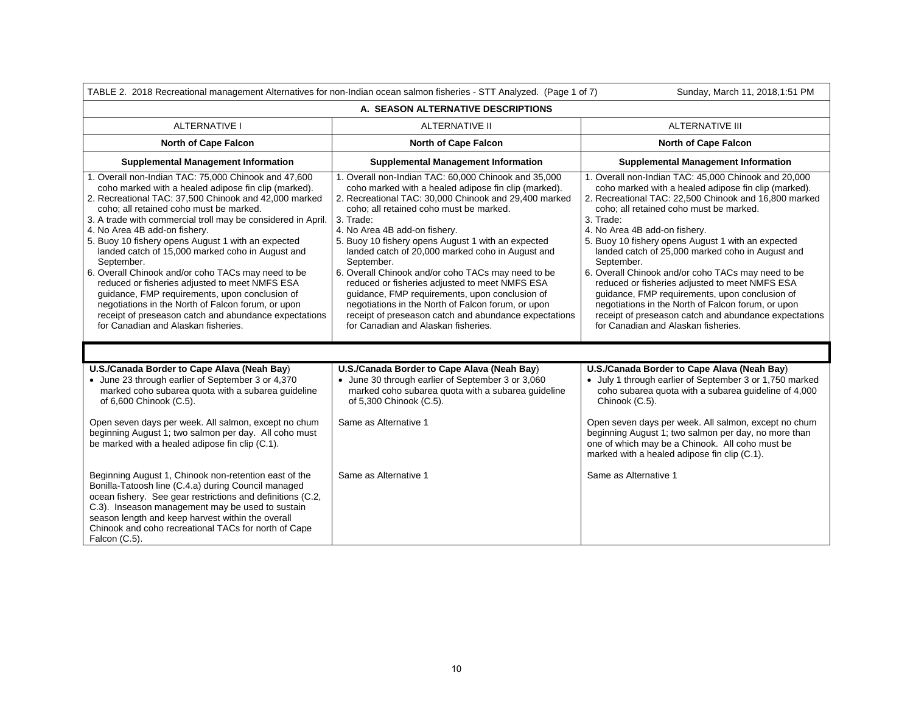| TABLE 2. 2018 Recreational management Alternatives for non-Indian ocean salmon fisheries - STT Analyzed. (Page 1 of 7) | | Sunday, March 11, 2018,1:51 PM |
|---|---|---|
| **A. SEASON ALTERNATIVE DESCRIPTIONS** | | |
| ALTERNATIVE I | ALTERNATIVE II | ALTERNATIVE III |
| **North of Cape Falcon** | **North of Cape Falcon** | **North of Cape Falcon** |
| **Supplemental Management Information** | **Supplemental Management Information** | **Supplemental Management Information** |
| 1. Overall non-Indian TAC: 75,000 Chinook and 47,600 coho marked with a healed adipose fin clip (marked).<br>2. Recreational TAC: 37,500 Chinook and 42,000 marked coho; all retained coho must be marked.<br>3. A trade with commercial troll may be considered in April.<br>4. No Area 4B add-on fishery.<br>5. Buoy 10 fishery opens August 1 with an expected landed catch of 15,000 marked coho in August and September.<br>6. Overall Chinook and/or coho TACs may need to be reduced or fisheries adjusted to meet NMFS ESA guidance, FMP requirements, upon conclusion of negotiations in the North of Falcon forum, or upon receipt of preseason catch and abundance expectations for Canadian and Alaskan fisheries. | 1. Overall non-Indian TAC: 60,000 Chinook and 35,000 coho marked with a healed adipose fin clip (marked).<br>2. Recreational TAC: 30,000 Chinook and 29,400 marked coho; all retained coho must be marked.<br>3. Trade:<br>4. No Area 4B add-on fishery.<br>5. Buoy 10 fishery opens August 1 with an expected landed catch of 20,000 marked coho in August and September.<br>6. Overall Chinook and/or coho TACs may need to be reduced or fisheries adjusted to meet NMFS ESA guidance, FMP requirements, upon conclusion of negotiations in the North of Falcon forum, or upon receipt of preseason catch and abundance expectations for Canadian and Alaskan fisheries. | 1. Overall non-Indian TAC: 45,000 Chinook and 20,000 coho marked with a healed adipose fin clip (marked).<br>2. Recreational TAC: 22,500 Chinook and 16,800 marked coho; all retained coho must be marked.<br>3. Trade:<br>4. No Area 4B add-on fishery.<br>5. Buoy 10 fishery opens August 1 with an expected landed catch of 25,000 marked coho in August and September.<br>6. Overall Chinook and/or coho TACs may need to be reduced or fisheries adjusted to meet NMFS ESA guidance, FMP requirements, upon conclusion of negotiations in the North of Falcon forum, or upon receipt of preseason catch and abundance expectations for Canadian and Alaskan fisheries. |
| | | |
| **U.S./Canada Border to Cape Alava (Neah Bay)**<br>• June 23 through earlier of September 3 or 4,370 marked coho subarea quota with a subarea guideline of 6,600 Chinook (C.5). | **U.S./Canada Border to Cape Alava (Neah Bay)**<br>• June 30 through earlier of September 3 or 3,060 marked coho subarea quota with a subarea guideline of 5,300 Chinook (C.5). | **U.S./Canada Border to Cape Alava (Neah Bay)**<br>• July 1 through earlier of September 3 or 1,750 marked coho subarea quota with a subarea guideline of 4,000 Chinook (C.5). |
| Open seven days per week. All salmon, except no chum beginning August 1; two salmon per day. All coho must be marked with a healed adipose fin clip (C.1). | Same as Alternative 1 | Open seven days per week. All salmon, except no chum beginning August 1; two salmon per day, no more than one of which may be a Chinook. All coho must be marked with a healed adipose fin clip (C.1). |
| Beginning August 1, Chinook non-retention east of the Bonilla-Tatoosh line (C.4.a) during Council managed ocean fishery. See gear restrictions and definitions (C.2, C.3). Inseason management may be used to sustain season length and keep harvest within the overall Chinook and coho recreational TACs for north of Cape Falcon (C.5). | Same as Alternative 1 | Same as Alternative 1 |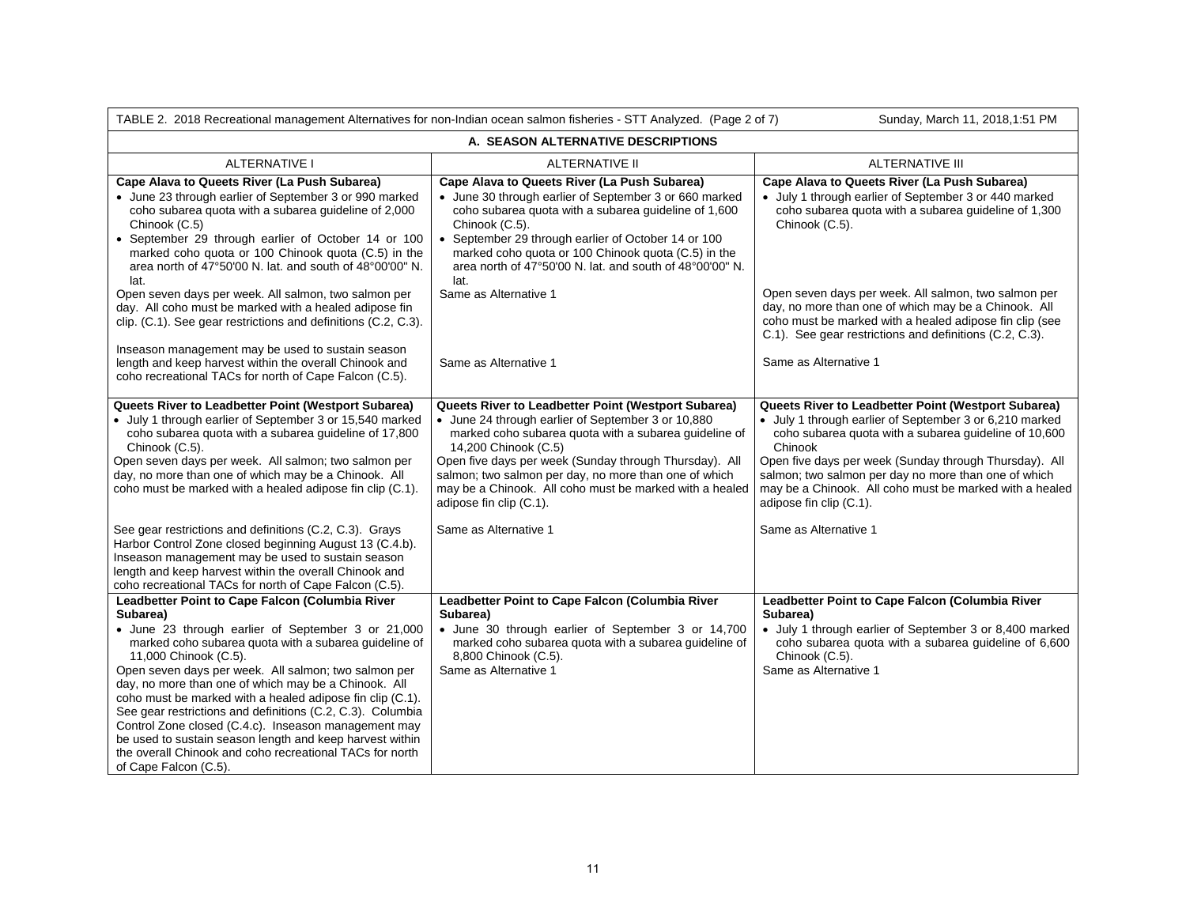TABLE 2. 2018 Recreational management Alternatives for non-Indian ocean salmon fisheries - STT Analyzed. (Page 2 of 7) Sunday, March 11, 2018,1:51 PM

| A. SEASON ALTERNATIVE DESCRIPTIONS | | |
|---|---|---|
| ALTERNATIVE I | ALTERNATIVE II | ALTERNATIVE III |
| **Cape Alava to Queets River (La Push Subarea)**<br>• June 23 through earlier of September 3 or 990 marked coho subarea quota with a subarea guideline of 2,000 Chinook (C.5)<br>• September 29 through earlier of October 14 or 100 marked coho quota or 100 Chinook quota (C.5) in the area north of 47°50'00 N. lat. and south of 48°00'00" N. lat.<br>Open seven days per week. All salmon, two salmon per day. All coho must be marked with a healed adipose fin clip. (C.1). See gear restrictions and definitions (C.2, C.3).<br><br>Inseason management may be used to sustain season length and keep harvest within the overall Chinook and coho recreational TACs for north of Cape Falcon (C.5). | **Cape Alava to Queets River (La Push Subarea)**<br>• June 30 through earlier of September 3 or 660 marked coho subarea quota with a subarea guideline of 1,600 Chinook (C.5).<br>• September 29 through earlier of October 14 or 100 marked coho quota or 100 Chinook quota (C.5) in the area north of 47°50'00 N. lat. and south of 48°00'00" N. lat.<br>Same as Alternative 1<br><br>Same as Alternative 1 | **Cape Alava to Queets River (La Push Subarea)**<br>• July 1 through earlier of September 3 or 440 marked coho subarea quota with a subarea guideline of 1,300 Chinook (C.5).<br><br>Open seven days per week. All salmon, two salmon per day, no more than one of which may be a Chinook. All coho must be marked with a healed adipose fin clip (see C.1). See gear restrictions and definitions (C.2, C.3).<br><br>Same as Alternative 1 |
| **Queets River to Leadbetter Point (Westport Subarea)**<br>• July 1 through earlier of September 3 or 15,540 marked coho subarea quota with a subarea guideline of 17,800 Chinook (C.5).<br>Open seven days per week. All salmon; two salmon per day, no more than one of which may be a Chinook. All coho must be marked with a healed adipose fin clip (C.1).<br><br>See gear restrictions and definitions (C.2, C.3). Grays Harbor Control Zone closed beginning August 13 (C.4.b). Inseason management may be used to sustain season length and keep harvest within the overall Chinook and coho recreational TACs for north of Cape Falcon (C.5). | **Queets River to Leadbetter Point (Westport Subarea)**<br>• June 24 through earlier of September 3 or 10,880 marked coho subarea quota with a subarea guideline of 14,200 Chinook (C.5)<br>Open five days per week (Sunday through Thursday). All salmon; two salmon per day, no more than one of which may be a Chinook. All coho must be marked with a healed adipose fin clip (C.1).<br><br>Same as Alternative 1 | **Queets River to Leadbetter Point (Westport Subarea)**<br>• July 1 through earlier of September 3 or 6,210 marked coho subarea quota with a subarea guideline of 10,600 Chinook<br>Open five days per week (Sunday through Thursday). All salmon; two salmon per day no more than one of which may be a Chinook. All coho must be marked with a healed adipose fin clip (C.1).<br><br>Same as Alternative 1 |
| **Leadbetter Point to Cape Falcon (Columbia River Subarea)**<br>• June 23 through earlier of September 3 or 21,000 marked coho subarea quota with a subarea guideline of 11,000 Chinook (C.5).<br>Open seven days per week. All salmon; two salmon per day, no more than one of which may be a Chinook. All coho must be marked with a healed adipose fin clip (C.1). See gear restrictions and definitions (C.2, C.3). Columbia Control Zone closed (C.4.c). Inseason management may be used to sustain season length and keep harvest within the overall Chinook and coho recreational TACs for north of Cape Falcon (C.5). | **Leadbetter Point to Cape Falcon (Columbia River Subarea)**<br>• June 30 through earlier of September 3 or 14,700 marked coho subarea quota with a subarea guideline of 8,800 Chinook (C.5).<br>Same as Alternative 1 | **Leadbetter Point to Cape Falcon (Columbia River Subarea)**<br>• July 1 through earlier of September 3 or 8,400 marked coho subarea quota with a subarea guideline of 6,600 Chinook (C.5).<br>Same as Alternative 1 |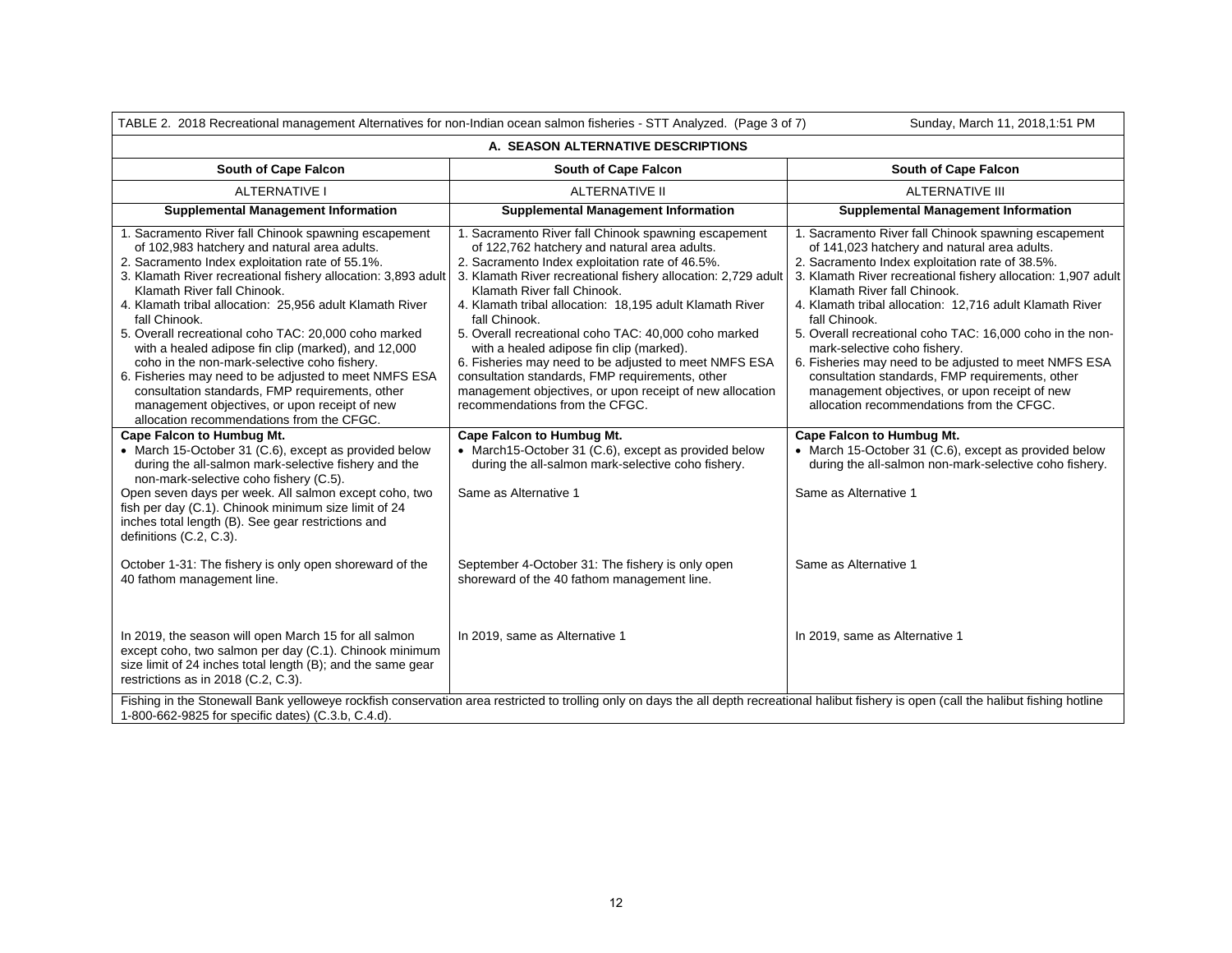TABLE 2. 2018 Recreational management Alternatives for non-Indian ocean salmon fisheries - STT Analyzed. (Page 3 of 7) Sunday, March 11, 2018,1:51 PM

| A. SEASON ALTERNATIVE DESCRIPTIONS | | |
|---|---|---|
| **South of Cape Falcon** | **South of Cape Falcon** | **South of Cape Falcon** |
| ALTERNATIVE I | ALTERNATIVE II | ALTERNATIVE III |
| **Supplemental Management Information** | **Supplemental Management Information** | **Supplemental Management Information** |
| 1. Sacramento River fall Chinook spawning escapement of 102,983 hatchery and natural area adults.<br>2. Sacramento Index exploitation rate of 55.1%.<br>3. Klamath River recreational fishery allocation: 3,893 adult Klamath River fall Chinook.<br>4. Klamath tribal allocation: 25,956 adult Klamath River fall Chinook.<br>5. Overall recreational coho TAC: 20,000 coho marked with a healed adipose fin clip (marked), and 12,000 coho in the non-mark-selective coho fishery.<br>6. Fisheries may need to be adjusted to meet NMFS ESA consultation standards, FMP requirements, other management objectives, or upon receipt of new allocation recommendations from the CFGC. | 1. Sacramento River fall Chinook spawning escapement of 122,762 hatchery and natural area adults.<br>2. Sacramento Index exploitation rate of 46.5%.<br>3. Klamath River recreational fishery allocation: 2,729 adult Klamath River fall Chinook.<br>4. Klamath tribal allocation: 18,195 adult Klamath River fall Chinook.<br>5. Overall recreational coho TAC: 40,000 coho marked with a healed adipose fin clip (marked).<br>6. Fisheries may need to be adjusted to meet NMFS ESA consultation standards, FMP requirements, other management objectives, or upon receipt of new allocation recommendations from the CFGC. | 1. Sacramento River fall Chinook spawning escapement of 141,023 hatchery and natural area adults.<br>2. Sacramento Index exploitation rate of 38.5%.<br>3. Klamath River recreational fishery allocation: 1,907 adult Klamath River fall Chinook.<br>4. Klamath tribal allocation: 12,716 adult Klamath River fall Chinook.<br>5. Overall recreational coho TAC: 16,000 coho in the non-mark-selective coho fishery.<br>6. Fisheries may need to be adjusted to meet NMFS ESA consultation standards, FMP requirements, other management objectives, or upon receipt of new allocation recommendations from the CFGC. |
| **Cape Falcon to Humbug Mt.**<br>• March 15-October 31 (C.6), except as provided below during the all-salmon mark-selective fishery and the non-mark-selective coho fishery (C.5).<br>Open seven days per week. All salmon except coho, two fish per day (C.1). Chinook minimum size limit of 24 inches total length (B). See gear restrictions and definitions (C.2, C.3).<br><br>October 1-31: The fishery is only open shoreward of the 40 fathom management line.<br><br>In 2019, the season will open March 15 for all salmon except coho, two salmon per day (C.1). Chinook minimum size limit of 24 inches total length (B); and the same gear restrictions as in 2018 (C.2, C.3). | **Cape Falcon to Humbug Mt.**<br>• March15-October 31 (C.6), except as provided below during the all-salmon mark-selective coho fishery.<br><br>Same as Alternative 1<br><br>September 4-October 31: The fishery is only open shoreward of the 40 fathom management line.<br><br>In 2019, same as Alternative 1 | **Cape Falcon to Humbug Mt.**<br>• March 15-October 31 (C.6), except as provided below during the all-salmon non-mark-selective coho fishery.<br><br>Same as Alternative 1<br><br>Same as Alternative 1<br><br>In 2019, same as Alternative 1 |
| Fishing in the Stonewall Bank yelloweye rockfish conservation area restricted to trolling only on days the all depth recreational halibut fishery is open (call the halibut fishing hotline 1-800-662-9825 for specific dates) (C.3.b, C.4.d). | | |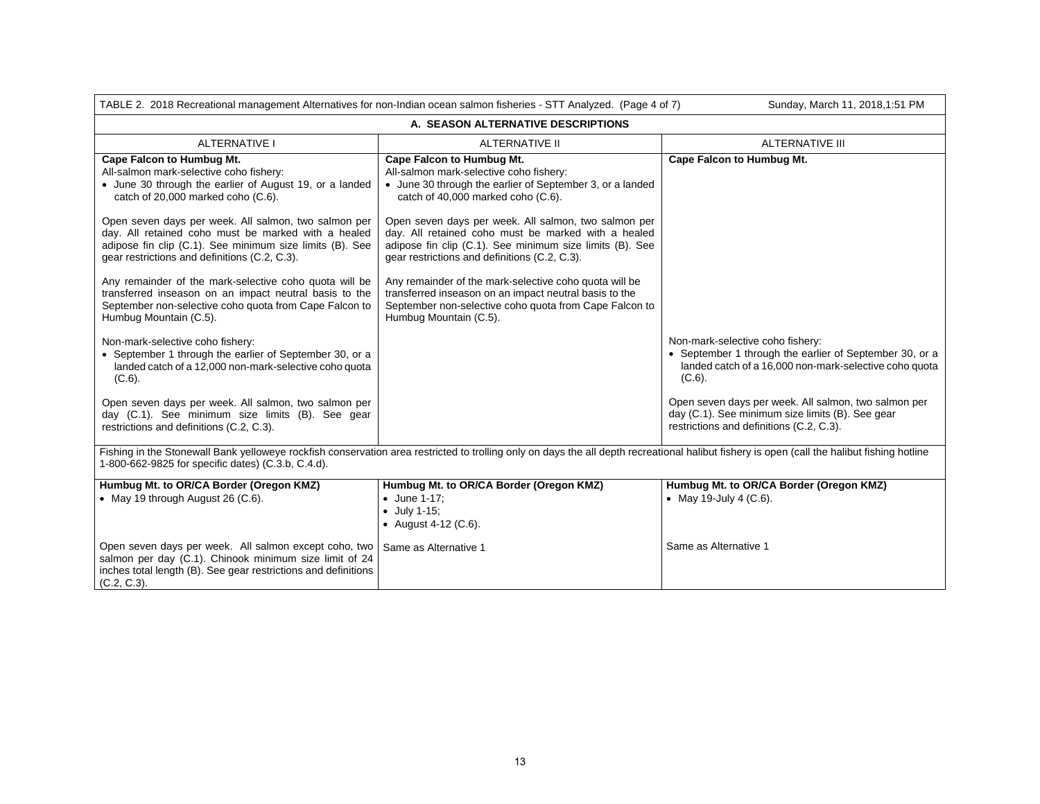| TABLE 2. 2018 Recreational management Alternatives for non-Indian ocean salmon fisheries - STT Analyzed. (Page 4 of 7) Sunday, March 11, 2018,1:51 PM | | |
|---|---|---|
| **A. SEASON ALTERNATIVE DESCRIPTIONS** | | |
| ALTERNATIVE I | ALTERNATIVE II | ALTERNATIVE III |
| **Cape Falcon to Humbug Mt.**<br>All-salmon mark-selective coho fishery:<br>• June 30 through the earlier of August 19, or a landed catch of 20,000 marked coho (C.6).<br><br>Open seven days per week. All salmon, two salmon per day. All retained coho must be marked with a healed adipose fin clip (C.1). See minimum size limits (B). See gear restrictions and definitions (C.2, C.3).<br><br>Any remainder of the mark-selective coho quota will be transferred inseason on an impact neutral basis to the September non-selective coho quota from Cape Falcon to Humbug Mountain (C.5).<br><br>Non-mark-selective coho fishery:<br>• September 1 through the earlier of September 30, or a landed catch of a 12,000 non-mark-selective coho quota (C.6).<br><br>Open seven days per week. All salmon, two salmon per day (C.1). See minimum size limits (B). See gear restrictions and definitions (C.2, C.3). | **Cape Falcon to Humbug Mt.**<br>All-salmon mark-selective coho fishery:<br>• June 30 through the earlier of September 3, or a landed catch of 40,000 marked coho (C.6).<br><br>Open seven days per week. All salmon, two salmon per day. All retained coho must be marked with a healed adipose fin clip (C.1). See minimum size limits (B). See gear restrictions and definitions (C.2, C.3).<br><br>Any remainder of the mark-selective coho quota will be transferred inseason on an impact neutral basis to the September non-selective coho quota from Cape Falcon to Humbug Mountain (C.5). | **Cape Falcon to Humbug Mt.**<br><br>Non-mark-selective coho fishery:<br>• September 1 through the earlier of September 30, or a landed catch of a 16,000 non-mark-selective coho quota (C.6).<br><br>Open seven days per week. All salmon, two salmon per day (C.1). See minimum size limits (B). See gear restrictions and definitions (C.2, C.3). |
| Fishing in the Stonewall Bank yelloweye rockfish conservation area restricted to trolling only on days the all depth recreational halibut fishery is open (call the halibut fishing hotline 1-800-662-9825 for specific dates) (C.3.b, C.4.d). | | |
| **Humbug Mt. to OR/CA Border (Oregon KMZ)**<br>• May 19 through August 26 (C.6).<br><br>Open seven days per week. All salmon except coho, two salmon per day (C.1). Chinook minimum size limit of 24 inches total length (B). See gear restrictions and definitions (C.2, C.3). | **Humbug Mt. to OR/CA Border (Oregon KMZ)**<br>• June 1-17;<br>• July 1-15;<br>• August 4-12 (C.6).<br><br>Same as Alternative 1 | **Humbug Mt. to OR/CA Border (Oregon KMZ)**<br>• May 19-July 4 (C.6).<br><br>Same as Alternative 1 |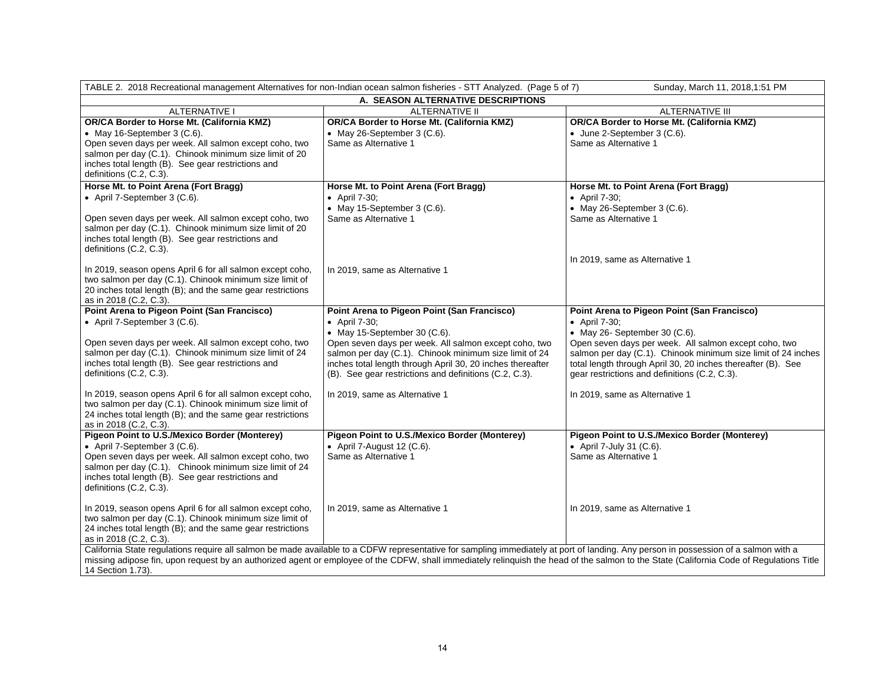| TABLE 2. 2018 Recreational management Alternatives for non-Indian ocean salmon fisheries - STT Analyzed. (Page 5 of 7) | | Sunday, March 11, 2018,1:51 PM |
|---|---|---|
| **A. SEASON ALTERNATIVE DESCRIPTIONS** | | |
| ALTERNATIVE I | ALTERNATIVE II | ALTERNATIVE III |
| **OR/CA Border to Horse Mt. (California KMZ)**<br>• May 16-September 3 (C.6).<br>Open seven days per week. All salmon except coho, two salmon per day (C.1). Chinook minimum size limit of 20 inches total length (B). See gear restrictions and definitions (C.2, C.3). | **OR/CA Border to Horse Mt. (California KMZ)**<br>• May 26-September 3 (C.6).<br>Same as Alternative 1 | **OR/CA Border to Horse Mt. (California KMZ)**<br>• June 2-September 3 (C.6).<br>Same as Alternative 1 |
| **Horse Mt. to Point Arena (Fort Bragg)**<br>• April 7-September 3 (C.6).<br><br>Open seven days per week. All salmon except coho, two salmon per day (C.1). Chinook minimum size limit of 20 inches total length (B). See gear restrictions and definitions (C.2, C.3).<br><br>In 2019, season opens April 6 for all salmon except coho, two salmon per day (C.1). Chinook minimum size limit of 20 inches total length (B); and the same gear restrictions as in 2018 (C.2, C.3). | **Horse Mt. to Point Arena (Fort Bragg)**<br>• April 7-30;<br>• May 15-September 3 (C.6).<br>Same as Alternative 1<br><br>In 2019, same as Alternative 1 | **Horse Mt. to Point Arena (Fort Bragg)**<br>• April 7-30;<br>• May 26-September 3 (C.6).<br>Same as Alternative 1<br><br>In 2019, same as Alternative 1 |
| **Point Arena to Pigeon Point (San Francisco)**<br>• April 7-September 3 (C.6).<br><br>Open seven days per week. All salmon except coho, two salmon per day (C.1). Chinook minimum size limit of 24 inches total length (B). See gear restrictions and definitions (C.2, C.3).<br><br>In 2019, season opens April 6 for all salmon except coho, two salmon per day (C.1). Chinook minimum size limit of 24 inches total length (B); and the same gear restrictions as in 2018 (C.2, C.3). | **Point Arena to Pigeon Point (San Francisco)**<br>• April 7-30;<br>• May 15-September 30 (C.6).<br>Open seven days per week. All salmon except coho, two salmon per day (C.1). Chinook minimum size limit of 24 inches total length through April 30, 20 inches thereafter (B). See gear restrictions and definitions (C.2, C.3).<br><br>In 2019, same as Alternative 1 | **Point Arena to Pigeon Point (San Francisco)**<br>• April 7-30;<br>• May 26- September 30 (C.6).<br>Open seven days per week. All salmon except coho, two salmon per day (C.1). Chinook minimum size limit of 24 inches total length through April 30, 20 inches thereafter (B). See gear restrictions and definitions (C.2, C.3).<br><br>In 2019, same as Alternative 1 |
| **Pigeon Point to U.S./Mexico Border (Monterey)**<br>• April 7-September 3 (C.6).<br>Open seven days per week. All salmon except coho, two salmon per day (C.1). Chinook minimum size limit of 24 inches total length (B). See gear restrictions and definitions (C.2, C.3).<br><br>In 2019, season opens April 6 for all salmon except coho, two salmon per day (C.1). Chinook minimum size limit of 24 inches total length (B); and the same gear restrictions as in 2018 (C.2, C.3). | **Pigeon Point to U.S./Mexico Border (Monterey)**<br>• April 7-August 12 (C.6).<br>Same as Alternative 1<br><br>In 2019, same as Alternative 1 | **Pigeon Point to U.S./Mexico Border (Monterey)**<br>• April 7-July 31 (C.6).<br>Same as Alternative 1<br><br>In 2019, same as Alternative 1 |
| California State regulations require all salmon be made available to a CDFW representative for sampling immediately at port of landing. Any person in possession of a salmon with a missing adipose fin, upon request by an authorized agent or employee of the CDFW, shall immediately relinquish the head of the salmon to the State (California Code of Regulations Title 14 Section 1.73). | | |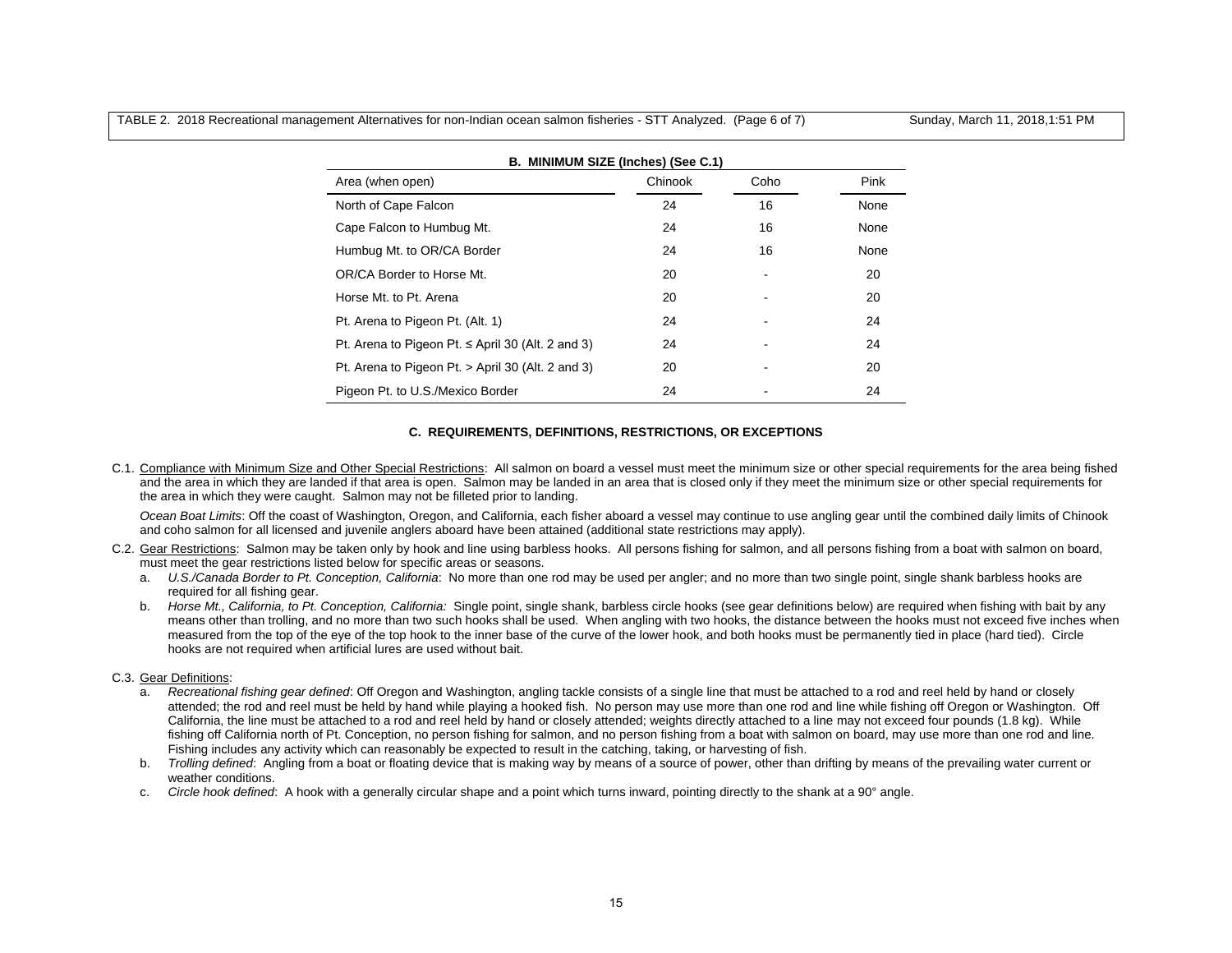TABLE 2. 2018 Recreational management Alternatives for non-Indian ocean salmon fisheries - STT Analyzed. (Page 6 of 7) Sunday, March 11, 2018,1:51 PM

**B. MINIMUM SIZE (Inches) (See C.1)**

| Area (when open) | Chinook | Coho | Pink |
|---|---|---|---|
| North of Cape Falcon | 24 | 16 | None |
| Cape Falcon to Humbug Mt. | 24 | 16 | None |
| Humbug Mt. to OR/CA Border | 24 | 16 | None |
| OR/CA Border to Horse Mt. | 20 | - | 20 |
| Horse Mt. to Pt. Arena | 20 | - | 20 |
| Pt. Arena to Pigeon Pt. (Alt. 1) | 24 | - | 24 |
| Pt. Arena to Pigeon Pt. ≤ April 30 (Alt. 2 and 3) | 24 | - | 24 |
| Pt. Arena to Pigeon Pt. > April 30 (Alt. 2 and 3) | 20 | - | 20 |
| Pigeon Pt. to U.S./Mexico Border | 24 | - | 24 |

**C. REQUIREMENTS, DEFINITIONS, RESTRICTIONS, OR EXCEPTIONS**

C.1. Compliance with Minimum Size and Other Special Restrictions: All salmon on board a vessel must meet the minimum size or other special requirements for the area being fished and the area in which they are landed if that area is open. Salmon may be landed in an area that is closed only if they meet the minimum size or other special requirements for the area in which they were caught. Salmon may not be filleted prior to landing.

*Ocean Boat Limits*: Off the coast of Washington, Oregon, and California, each fisher aboard a vessel may continue to use angling gear until the combined daily limits of Chinook and coho salmon for all licensed and juvenile anglers aboard have been attained (additional state restrictions may apply).

C.2. Gear Restrictions: Salmon may be taken only by hook and line using barbless hooks. All persons fishing for salmon, and all persons fishing from a boat with salmon on board, must meet the gear restrictions listed below for specific areas or seasons.

a. *U.S./Canada Border to Pt. Conception, California*: No more than one rod may be used per angler; and no more than two single point, single shank barbless hooks are required for all fishing gear.

b. *Horse Mt., California, to Pt. Conception, California:* Single point, single shank, barbless circle hooks (see gear definitions below) are required when fishing with bait by any means other than trolling, and no more than two such hooks shall be used. When angling with two hooks, the distance between the hooks must not exceed five inches when measured from the top of the eye of the top hook to the inner base of the curve of the lower hook, and both hooks must be permanently tied in place (hard tied). Circle hooks are not required when artificial lures are used without bait.

C.3. Gear Definitions:

a. *Recreational fishing gear defined*: Off Oregon and Washington, angling tackle consists of a single line that must be attached to a rod and reel held by hand or closely attended; the rod and reel must be held by hand while playing a hooked fish. No person may use more than one rod and line while fishing off Oregon or Washington. Off California, the line must be attached to a rod and reel held by hand or closely attended; weights directly attached to a line may not exceed four pounds (1.8 kg). While fishing off California north of Pt. Conception, no person fishing for salmon, and no person fishing from a boat with salmon on board, may use more than one rod and line. Fishing includes any activity which can reasonably be expected to result in the catching, taking, or harvesting of fish.

b. *Trolling defined*: Angling from a boat or floating device that is making way by means of a source of power, other than drifting by means of the prevailing water current or weather conditions.

c. *Circle hook defined*: A hook with a generally circular shape and a point which turns inward, pointing directly to the shank at a 90° angle.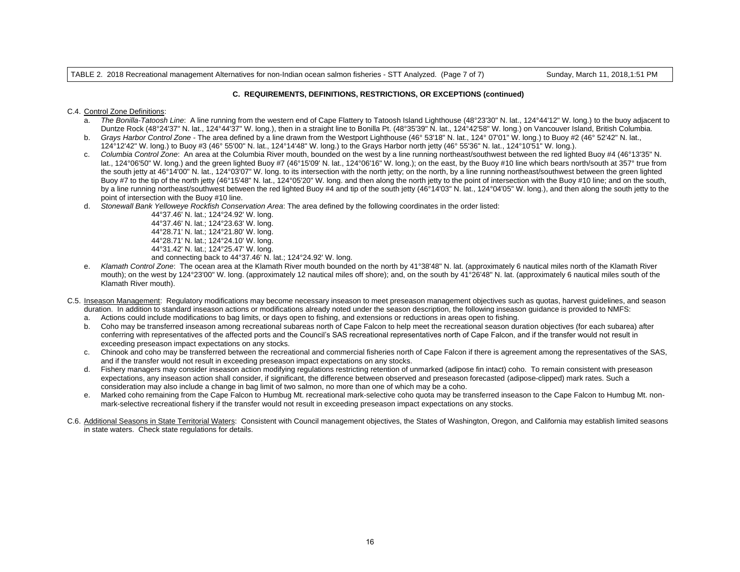### C. REQUIREMENTS, DEFINITIONS, RESTRICTIONS, OR EXCEPTIONS (continued)

C.4. Control Zone Definitions:

a. *The Bonilla-Tatoosh Line*: A line running from the western end of Cape Flattery to Tatoosh Island Lighthouse (48°23'30" N. lat., 124°44'12" W. long.) to the buoy adjacent to Duntze Rock (48°24'37" N. lat., 124°44'37" W. long.), then in a straight line to Bonilla Pt. (48°35'39" N. lat., 124°42'58" W. long.) on Vancouver Island, British Columbia.

b. *Grays Harbor Control Zone* - The area defined by a line drawn from the Westport Lighthouse (46° 53'18" N. lat., 124° 07'01" W. long.) to Buoy #2 (46° 52'42" N. lat., 124°12'42" W. long.) to Buoy #3 (46° 55'00" N. lat., 124°14'48" W. long.) to the Grays Harbor north jetty (46° 55'36" N. lat., 124°10'51" W. long.).

c. *Columbia Control Zone*: An area at the Columbia River mouth, bounded on the west by a line running northeast/southwest between the red lighted Buoy #4 (46°13'35" N. lat., 124°06'50" W. long.) and the green lighted Buoy #7 (46°15'09' N. lat., 124°06'16" W. long.); on the east, by the Buoy #10 line which bears north/south at 357° true from the south jetty at 46°14'00" N. lat., 124°03'07" W. long. to its intersection with the north jetty; on the north, by a line running northeast/southwest between the green lighted Buoy #7 to the tip of the north jetty (46°15'48" N. lat., 124°05'20" W. long. and then along the north jetty to the point of intersection with the Buoy #10 line; and on the south, by a line running northeast/southwest between the red lighted Buoy #4 and tip of the south jetty (46°14'03" N. lat., 124°04'05" W. long.), and then along the south jetty to the point of intersection with the Buoy #10 line.

d. *Stonewall Bank Yelloweye Rockfish Conservation Area*: The area defined by the following coordinates in the order listed:

   44°37.46' N. lat.; 124°24.92' W. long.
   44°37.46' N. lat.; 124°23.63' W. long.
   44°28.71' N. lat.; 124°21.80' W. long.
   44°28.71' N. lat.; 124°24.10' W. long.
   44°31.42' N. lat.; 124°25.47' W. long.
   and connecting back to 44°37.46' N. lat.; 124°24.92' W. long.

e. *Klamath Control Zone*: The ocean area at the Klamath River mouth bounded on the north by 41°38'48" N. lat. (approximately 6 nautical miles north of the Klamath River mouth); on the west by 124°23'00" W. long. (approximately 12 nautical miles off shore); and, on the south by 41°26'48" N. lat. (approximately 6 nautical miles south of the Klamath River mouth).

C.5. Inseason Management: Regulatory modifications may become necessary inseason to meet preseason management objectives such as quotas, harvest guidelines, and season duration. In addition to standard inseason actions or modifications already noted under the season description, the following inseason guidance is provided to NMFS:

a. Actions could include modifications to bag limits, or days open to fishing, and extensions or reductions in areas open to fishing.

b. Coho may be transferred inseason among recreational subareas north of Cape Falcon to help meet the recreational season duration objectives (for each subarea) after conferring with representatives of the affected ports and the Council's SAS recreational representatives north of Cape Falcon, and if the transfer would not result in exceeding preseason impact expectations on any stocks.

c. Chinook and coho may be transferred between the recreational and commercial fisheries north of Cape Falcon if there is agreement among the representatives of the SAS, and if the transfer would not result in exceeding preseason impact expectations on any stocks.

d. Fishery managers may consider inseason action modifying regulations restricting retention of unmarked (adipose fin intact) coho. To remain consistent with preseason expectations, any inseason action shall consider, if significant, the difference between observed and preseason forecasted (adipose-clipped) mark rates. Such a consideration may also include a change in bag limit of two salmon, no more than one of which may be a coho.

e. Marked coho remaining from the Cape Falcon to Humbug Mt. recreational mark-selective coho quota may be transferred inseason to the Cape Falcon to Humbug Mt. non-mark-selective recreational fishery if the transfer would not result in exceeding preseason impact expectations on any stocks.

C.6. Additional Seasons in State Territorial Waters: Consistent with Council management objectives, the States of Washington, Oregon, and California may establish limited seasons in state waters. Check state regulations for details.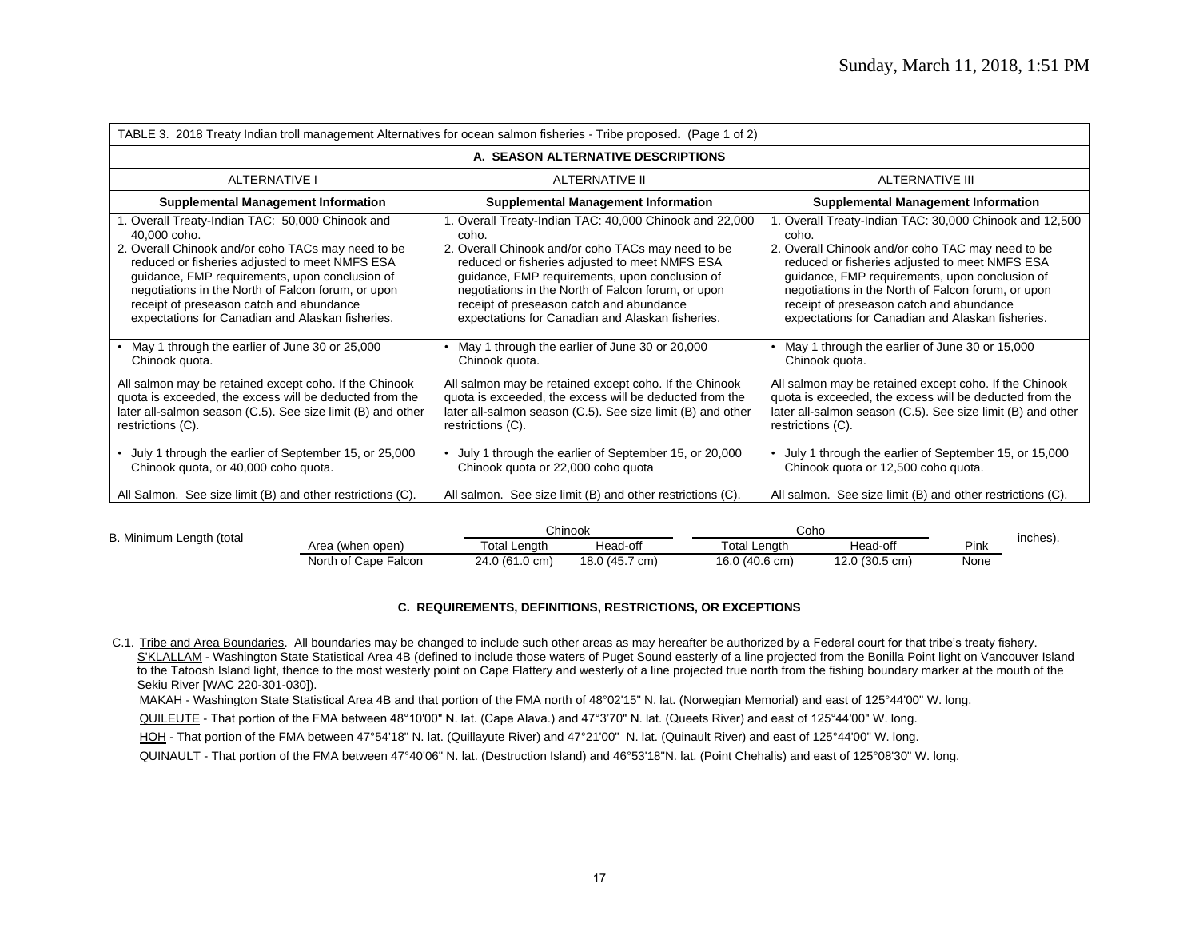TABLE 3. 2018 Treaty Indian troll management Alternatives for ocean salmon fisheries - Tribe proposed. (Page 1 of 2)

## A. SEASON ALTERNATIVE DESCRIPTIONS

| ALTERNATIVE I | ALTERNATIVE II | ALTERNATIVE III |
|---|---|---|
| **Supplemental Management Information** | **Supplemental Management Information** | **Supplemental Management Information** |
| 1. Overall Treaty-Indian TAC: 50,000 Chinook and 40,000 coho.<br>2. Overall Chinook and/or coho TACs may need to be reduced or fisheries adjusted to meet NMFS ESA guidance, FMP requirements, upon conclusion of negotiations in the North of Falcon forum, or upon receipt of preseason catch and abundance expectations for Canadian and Alaskan fisheries. | 1. Overall Treaty-Indian TAC: 40,000 Chinook and 22,000 coho.<br>2. Overall Chinook and/or coho TACs may need to be reduced or fisheries adjusted to meet NMFS ESA guidance, FMP requirements, upon conclusion of negotiations in the North of Falcon forum, or upon receipt of preseason catch and abundance expectations for Canadian and Alaskan fisheries. | 1. Overall Treaty-Indian TAC: 30,000 Chinook and 12,500 coho.<br>2. Overall Chinook and/or coho TAC may need to be reduced or fisheries adjusted to meet NMFS ESA guidance, FMP requirements, upon conclusion of negotiations in the North of Falcon forum, or upon receipt of preseason catch and abundance expectations for Canadian and Alaskan fisheries. |
| • May 1 through the earlier of June 30 or 25,000 Chinook quota.<br><br>All salmon may be retained except coho. If the Chinook quota is exceeded, the excess will be deducted from the later all-salmon season (C.5). See size limit (B) and other restrictions (C).<br><br>• July 1 through the earlier of September 15, or 25,000 Chinook quota, or 40,000 coho quota.<br><br>All Salmon. See size limit (B) and other restrictions (C). | • May 1 through the earlier of June 30 or 20,000 Chinook quota.<br><br>All salmon may be retained except coho. If the Chinook quota is exceeded, the excess will be deducted from the later all-salmon season (C.5). See size limit (B) and other restrictions (C).<br><br>• July 1 through the earlier of September 15, or 20,000 Chinook quota or 22,000 coho quota<br><br>All salmon. See size limit (B) and other restrictions (C). | • May 1 through the earlier of June 30 or 15,000 Chinook quota.<br><br>All salmon may be retained except coho. If the Chinook quota is exceeded, the excess will be deducted from the later all-salmon season (C.5). See size limit (B) and other restrictions (C).<br><br>• July 1 through the earlier of September 15, or 15,000 Chinook quota or 12,500 coho quota.<br><br>All salmon. See size limit (B) and other restrictions (C). |

B. Minimum Length (total inches).

| Area (when open) | Chinook Total Length | Chinook Head-off | Coho Total Length | Coho Head-off | Pink |
|---|---|---|---|---|---|
| North of Cape Falcon | 24.0 (61.0 cm) | 18.0 (45.7 cm) | 16.0 (40.6 cm) | 12.0 (30.5 cm) | None |

## C. REQUIREMENTS, DEFINITIONS, RESTRICTIONS, OR EXCEPTIONS

C.1. Tribe and Area Boundaries. All boundaries may be changed to include such other areas as may hereafter be authorized by a Federal court for that tribe's treaty fishery.

S'KLALLAM - Washington State Statistical Area 4B (defined to include those waters of Puget Sound easterly of a line projected from the Bonilla Point light on Vancouver Island to the Tatoosh Island light, thence to the most westerly point on Cape Flattery and westerly of a line projected true north from the fishing boundary marker at the mouth of the Sekiu River [WAC 220-301-030]).

MAKAH - Washington State Statistical Area 4B and that portion of the FMA north of 48°02'15" N. lat. (Norwegian Memorial) and east of 125°44'00" W. long.

QUILEUTE - That portion of the FMA between 48°10'00" N. lat. (Cape Alava.) and 47°3'70" N. lat. (Queets River) and east of 125°44'00" W. long.

HOH - That portion of the FMA between 47°54'18" N. lat. (Quillayute River) and 47°21'00" N. lat. (Quinault River) and east of 125°44'00" W. long.

QUINAULT - That portion of the FMA between 47°40'06" N. lat. (Destruction Island) and 46°53'18"N. lat. (Point Chehalis) and east of 125°08'30" W. long.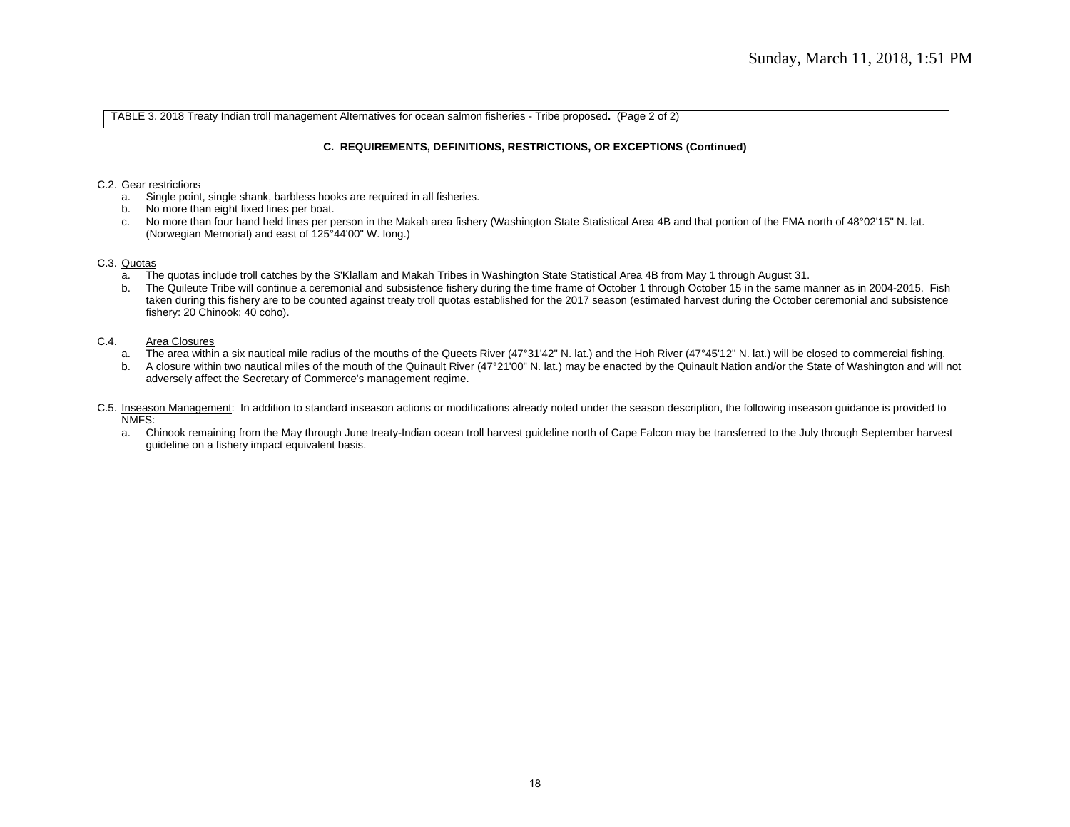TABLE 3. 2018 Treaty Indian troll management Alternatives for ocean salmon fisheries - Tribe proposed**.** (Page 2 of 2)

**C. REQUIREMENTS, DEFINITIONS, RESTRICTIONS, OR EXCEPTIONS (Continued)**

C.2. Gear restrictions

a. Single point, single shank, barbless hooks are required in all fisheries.
b. No more than eight fixed lines per boat.
c. No more than four hand held lines per person in the Makah area fishery (Washington State Statistical Area 4B and that portion of the FMA north of 48°02'15" N. lat. (Norwegian Memorial) and east of 125°44'00" W. long.)

C.3. Quotas

a. The quotas include troll catches by the S'Klallam and Makah Tribes in Washington State Statistical Area 4B from May 1 through August 31.
b. The Quileute Tribe will continue a ceremonial and subsistence fishery during the time frame of October 1 through October 15 in the same manner as in 2004-2015. Fish taken during this fishery are to be counted against treaty troll quotas established for the 2017 season (estimated harvest during the October ceremonial and subsistence fishery: 20 Chinook; 40 coho).

C.4. Area Closures

a. The area within a six nautical mile radius of the mouths of the Queets River (47°31'42" N. lat.) and the Hoh River (47°45'12" N. lat.) will be closed to commercial fishing.
b. A closure within two nautical miles of the mouth of the Quinault River (47°21'00" N. lat.) may be enacted by the Quinault Nation and/or the State of Washington and will not adversely affect the Secretary of Commerce's management regime.

C.5. Inseason Management: In addition to standard inseason actions or modifications already noted under the season description, the following inseason guidance is provided to NMFS:

a. Chinook remaining from the May through June treaty-Indian ocean troll harvest guideline north of Cape Falcon may be transferred to the July through September harvest guideline on a fishery impact equivalent basis.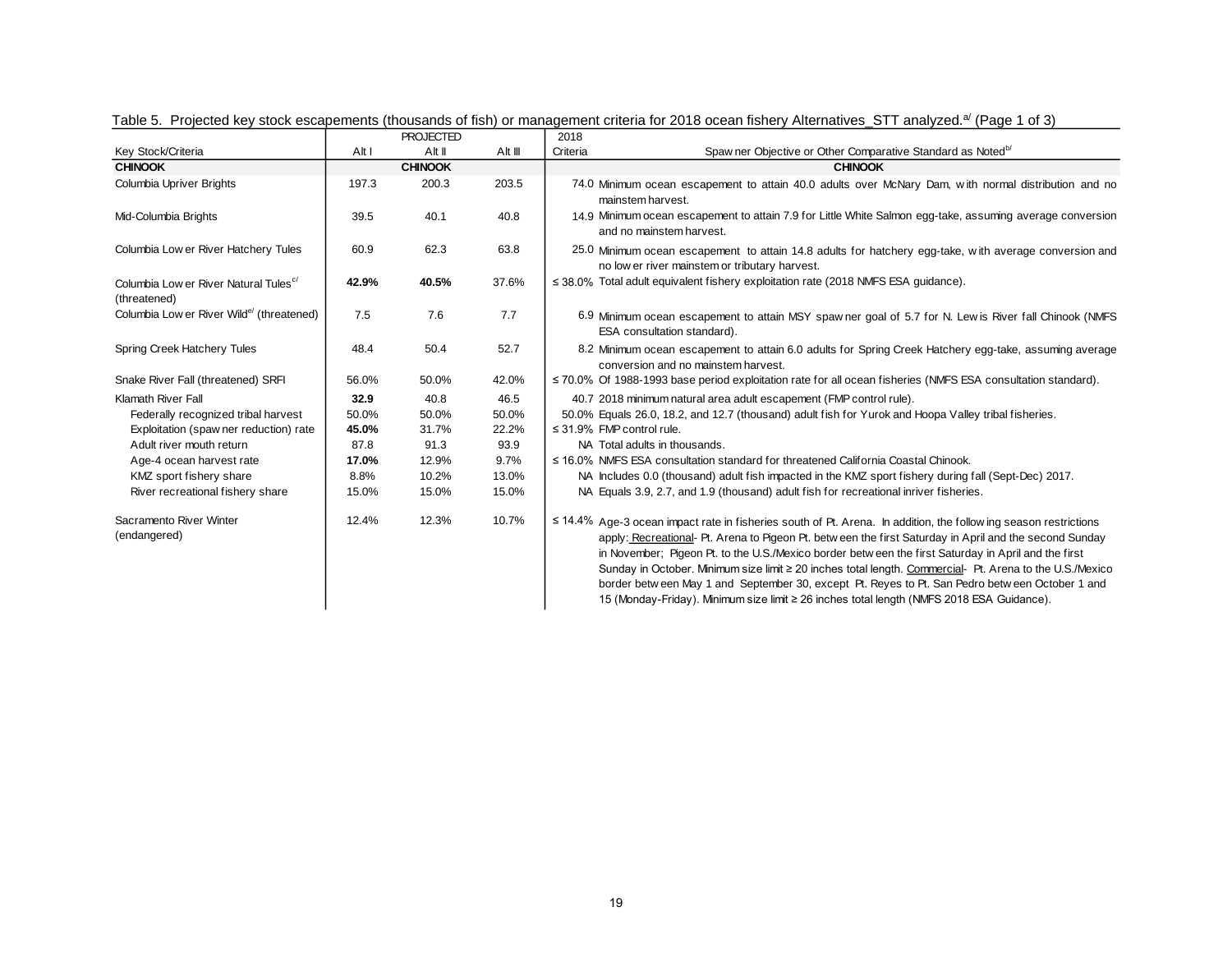Table 5. Projected key stock escapements (thousands of fish) or management criteria for 2018 ocean fishery Alternatives_STT analyzed.[a] (Page 1 of 3)

| Key Stock/Criteria | PROJECTED Alt I | Alt II | Alt III | 2018 Criteria | Spawner Objective or Other Comparative Standard as Noted[b] |
|---|---|---|---|---|---|
| **CHINOOK** | | **CHINOOK** | | | **CHINOOK** |
| Columbia Upriver Brights | 197.3 | 200.3 | 203.5 | 74.0 | Minimum ocean escapement to attain 40.0 adults over McNary Dam, with normal distribution and no mainstem harvest. |
| Mid-Columbia Brights | 39.5 | 40.1 | 40.8 | 14.9 | Minimum ocean escapement to attain 7.9 for Little White Salmon egg-take, assuming average conversion and no mainstem harvest. |
| Columbia Lower River Hatchery Tules | 60.9 | 62.3 | 63.8 | 25.0 | Minimum ocean escapement to attain 14.8 adults for hatchery egg-take, with average conversion and no lower river mainstem or tributary harvest. |
| Columbia Lower River Natural Tules[c] (threatened) | **42.9%** | **40.5%** | 37.6% | ≤ 38.0% | Total adult equivalent fishery exploitation rate (2018 NMFS ESA guidance). |
| Columbia Lower River Wild[e] (threatened) | 7.5 | 7.6 | 7.7 | 6.9 | Minimum ocean escapement to attain MSY spawner goal of 5.7 for N. Lewis River fall Chinook (NMFS ESA consultation standard). |
| Spring Creek Hatchery Tules | 48.4 | 50.4 | 52.7 | 8.2 | Minimum ocean escapement to attain 6.0 adults for Spring Creek Hatchery egg-take, assuming average conversion and no mainstem harvest. |
| Snake River Fall (threatened) SRFI | 56.0% | 50.0% | 42.0% | ≤ 70.0% | Of 1988-1993 base period exploitation rate for all ocean fisheries (NMFS ESA consultation standard). |
| Klamath River Fall | **32.9** | 40.8 | 46.5 | 40.7 | 2018 minimum natural area adult escapement (FMP control rule). |
| Federally recognized tribal harvest | 50.0% | 50.0% | 50.0% | 50.0% | Equals 26.0, 18.2, and 12.7 (thousand) adult fish for Yurok and Hoopa Valley tribal fisheries. |
| Exploitation (spawner reduction) rate | **45.0%** | 31.7% | 22.2% | ≤ 31.9% | FMP control rule. |
| Adult river mouth return | 87.8 | 91.3 | 93.9 | NA | Total adults in thousands. |
| Age-4 ocean harvest rate | **17.0%** | 12.9% | 9.7% | ≤ 16.0% | NMFS ESA consultation standard for threatened California Coastal Chinook. |
| KMZ sport fishery share | 8.8% | 10.2% | 13.0% | NA | Includes 0.0 (thousand) adult fish impacted in the KMZ sport fishery during fall (Sept-Dec) 2017. |
| River recreational fishery share | 15.0% | 15.0% | 15.0% | NA | Equals 3.9, 2.7, and 1.9 (thousand) adult fish for recreational inriver fisheries. |
| Sacramento River Winter (endangered) | 12.4% | 12.3% | 10.7% | ≤ 14.4% | Age-3 ocean impact rate in fisheries south of Pt. Arena. In addition, the following season restrictions apply: Recreational- Pt. Arena to Pigeon Pt. between the first Saturday in April and the second Sunday in November; Pigeon Pt. to the U.S./Mexico border between the first Saturday in April and the first Sunday in October. Minimum size limit ≥ 20 inches total length. Commercial- Pt. Arena to the U.S./Mexico border between May 1 and September 30, except Pt. Reyes to Pt. San Pedro between October 1 and 15 (Monday-Friday). Minimum size limit ≥ 26 inches total length (NMFS 2018 ESA Guidance). |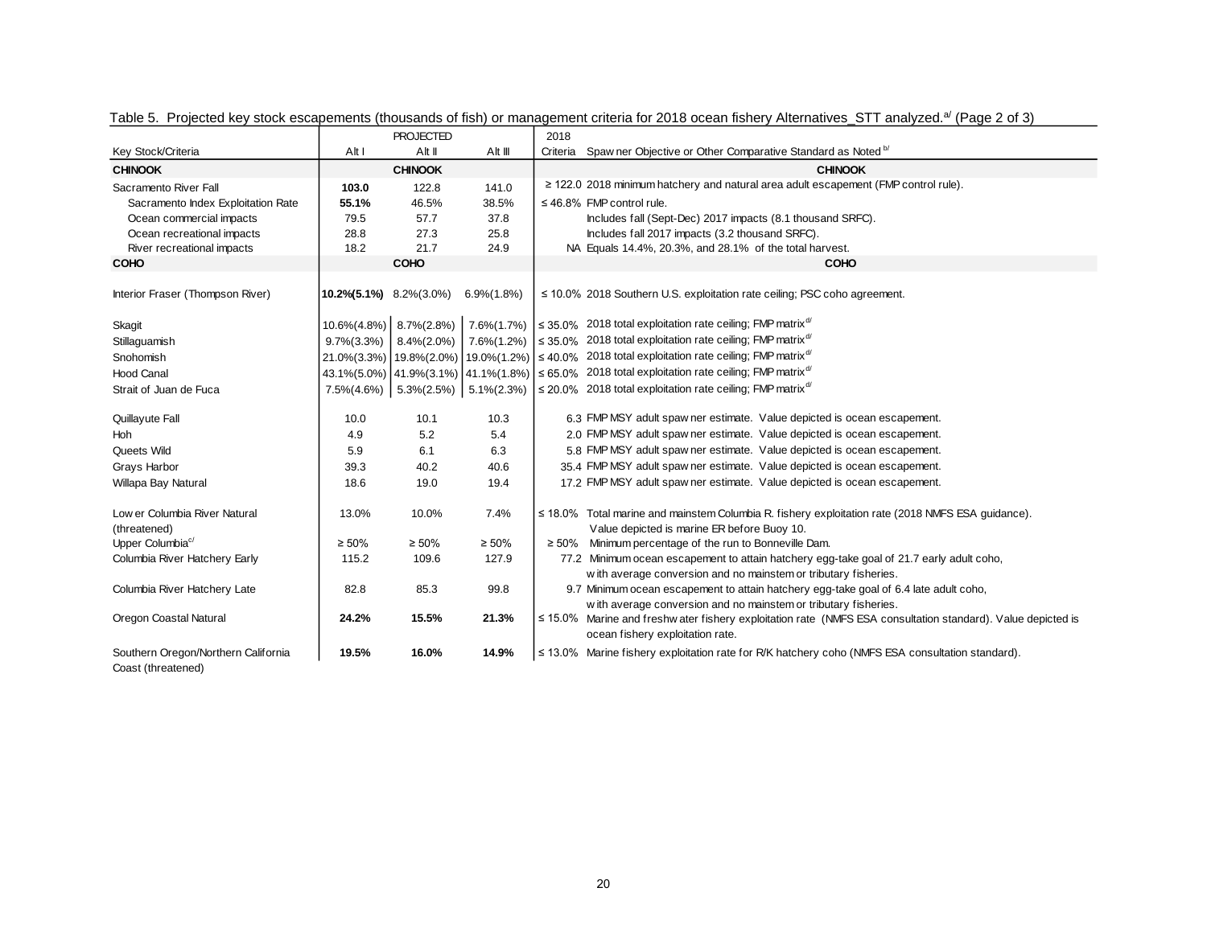Table 5. Projected key stock escapements (thousands of fish) or management criteria for 2018 ocean fishery Alternatives_STT analyzed.[a/] (Page 2 of 3)

| Key Stock/Criteria | PROJECTED Alt I | Alt II | Alt III | 2018 Criteria | Spawner Objective or Other Comparative Standard as Noted [b/] |
|---|---|---|---|---|---|
| **CHINOOK** | | **CHINOOK** | | | **CHINOOK** |
| Sacramento River Fall | **103.0** | 122.8 | 141.0 | ≥ 122.0 | 2018 minimum hatchery and natural area adult escapement (FMP control rule). |
| Sacramento Index Exploitation Rate | **55.1%** | 46.5% | 38.5% | ≤ 46.8% | FMP control rule. |
| Ocean commercial impacts | 79.5 | 57.7 | 37.8 | | Includes fall (Sept-Dec) 2017 impacts (8.1 thousand SRFC). |
| Ocean recreational impacts | 28.8 | 27.3 | 25.8 | | Includes fall 2017 impacts (3.2 thousand SRFC). |
| River recreational impacts | 18.2 | 21.7 | 24.9 | NA | Equals 14.4%, 20.3%, and 28.1% of the total harvest. |
| **COHO** | | **COHO** | | | **COHO** |
| Interior Fraser (Thompson River) | **10.2%(5.1%)** | 8.2%(3.0%) | 6.9%(1.8%) | ≤ 10.0% | 2018 Southern U.S. exploitation rate ceiling; PSC coho agreement. |
| Skagit | 10.6%(4.8%) | 8.7%(2.8%) | 7.6%(1.7%) | ≤ 35.0% | 2018 total exploitation rate ceiling; FMP matrix[d/] |
| Stillaguamish | 9.7%(3.3%) | 8.4%(2.0%) | 7.6%(1.2%) | ≤ 35.0% | 2018 total exploitation rate ceiling; FMP matrix[d/] |
| Snohomish | 21.0%(3.3%) | 19.8%(2.0%) | 19.0%(1.2%) | ≤ 40.0% | 2018 total exploitation rate ceiling; FMP matrix[d/] |
| Hood Canal | 43.1%(5.0%) | 41.9%(3.1%) | 41.1%(1.8%) | ≤ 65.0% | 2018 total exploitation rate ceiling; FMP matrix[d/] |
| Strait of Juan de Fuca | 7.5%(4.6%) | 5.3%(2.5%) | 5.1%(2.3%) | ≤ 20.0% | 2018 total exploitation rate ceiling; FMP matrix[d/] |
| Quillayute Fall | 10.0 | 10.1 | 10.3 | 6.3 | FMP MSY adult spawner estimate. Value depicted is ocean escapement. |
| Hoh | 4.9 | 5.2 | 5.4 | 2.0 | FMP MSY adult spawner estimate. Value depicted is ocean escapement. |
| Queets Wild | 5.9 | 6.1 | 6.3 | 5.8 | FMP MSY adult spawner estimate. Value depicted is ocean escapement. |
| Grays Harbor | 39.3 | 40.2 | 40.6 | 35.4 | FMP MSY adult spawner estimate. Value depicted is ocean escapement. |
| Willapa Bay Natural | 18.6 | 19.0 | 19.4 | 17.2 | FMP MSY adult spawner estimate. Value depicted is ocean escapement. |
| Lower Columbia River Natural (threatened) | 13.0% | 10.0% | 7.4% | ≤ 18.0% | Total marine and mainstem Columbia R. fishery exploitation rate (2018 NMFS ESA guidance). Value depicted is marine ER before Buoy 10. |
| Upper Columbia[c/] | ≥ 50% | ≥ 50% | ≥ 50% | ≥ 50% | Minimum percentage of the run to Bonneville Dam. |
| Columbia River Hatchery Early | 115.2 | 109.6 | 127.9 | 77.2 | Minimum ocean escapement to attain hatchery egg-take goal of 21.7 early adult coho, with average conversion and no mainstem or tributary fisheries. |
| Columbia River Hatchery Late | 82.8 | 85.3 | 99.8 | 9.7 | Minimum ocean escapement to attain hatchery egg-take goal of 6.4 late adult coho, with average conversion and no mainstem or tributary fisheries. |
| Oregon Coastal Natural | **24.2%** | **15.5%** | **21.3%** | ≤ 15.0% | Marine and freshwater fishery exploitation rate (NMFS ESA consultation standard). Value depicted is ocean fishery exploitation rate. |
| Southern Oregon/Northern California Coast (threatened) | **19.5%** | **16.0%** | **14.9%** | ≤ 13.0% | Marine fishery exploitation rate for R/K hatchery coho (NMFS ESA consultation standard). |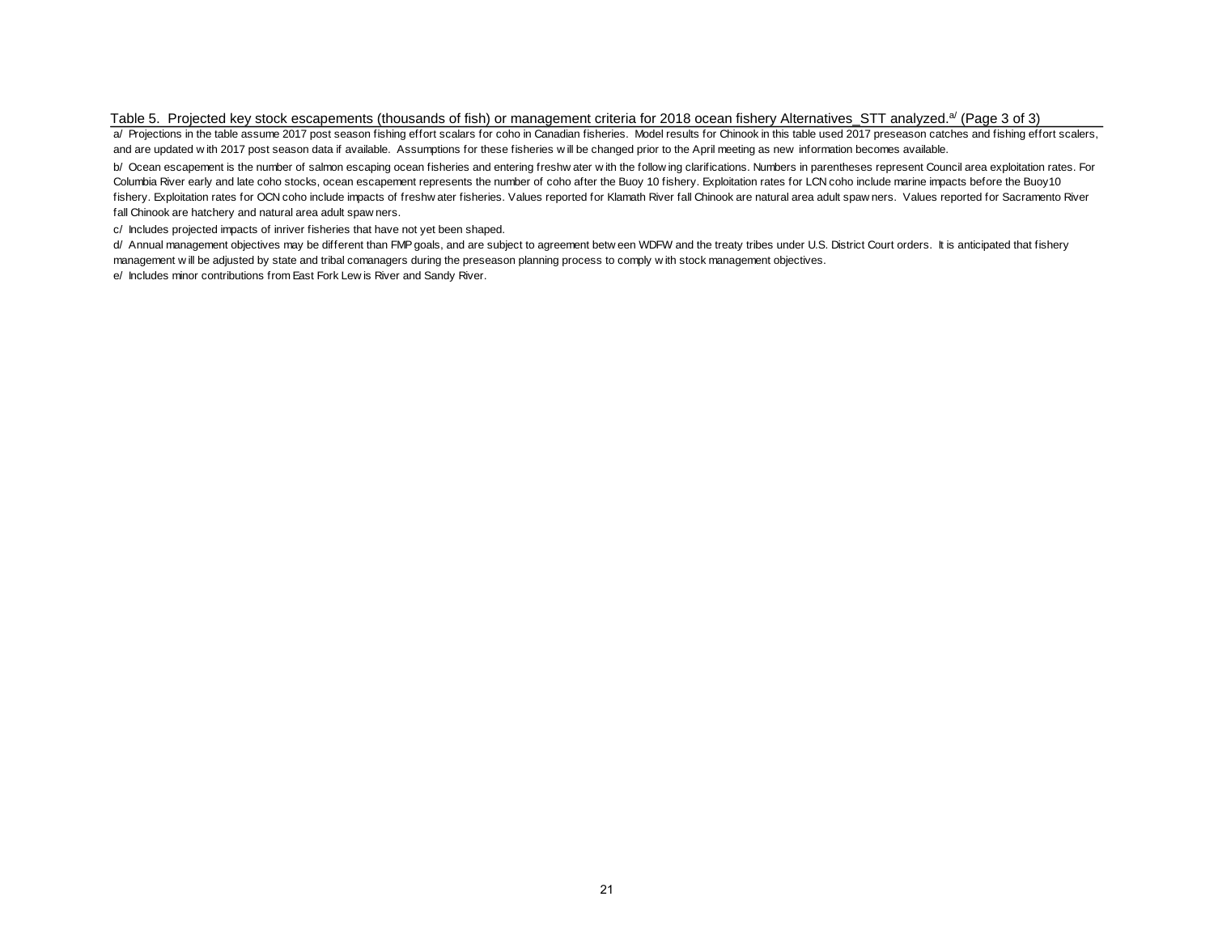Table 5. Projected key stock escapements (thousands of fish) or management criteria for 2018 ocean fishery Alternatives_STT analyzed.[a/] (Page 3 of 3)

a/ Projections in the table assume 2017 post season fishing effort scalars for coho in Canadian fisheries. Model results for Chinook in this table used 2017 preseason catches and fishing effort scalers, and are updated with 2017 post season data if available. Assumptions for these fisheries will be changed prior to the April meeting as new information becomes available.

b/ Ocean escapement is the number of salmon escaping ocean fisheries and entering freshwater with the following clarifications. Numbers in parentheses represent Council area exploitation rates. For Columbia River early and late coho stocks, ocean escapement represents the number of coho after the Buoy 10 fishery. Exploitation rates for LCN coho include marine impacts before the Buoy10 fishery. Exploitation rates for OCN coho include impacts of freshwater fisheries. Values reported for Klamath River fall Chinook are natural area adult spawners. Values reported for Sacramento River fall Chinook are hatchery and natural area adult spawners.

c/ Includes projected impacts of inriver fisheries that have not yet been shaped.

d/ Annual management objectives may be different than FMP goals, and are subject to agreement between WDFW and the treaty tribes under U.S. District Court orders. It is anticipated that fishery management will be adjusted by state and tribal comanagers during the preseason planning process to comply with stock management objectives.

e/ Includes minor contributions from East Fork Lewis River and Sandy River.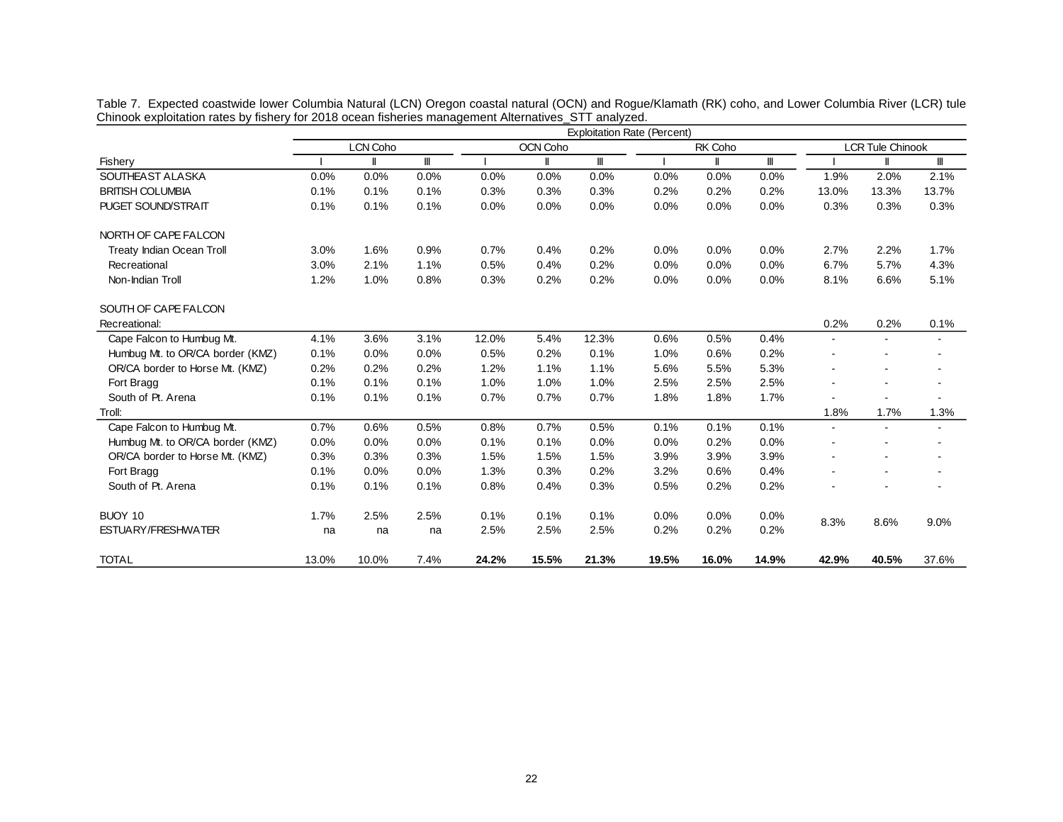Table 7. Expected coastwide lower Columbia Natural (LCN) Oregon coastal natural (OCN) and Rogue/Klamath (RK) coho, and Lower Columbia River (LCR) tule Chinook exploitation rates by fishery for 2018 ocean fisheries management Alternatives_STT analyzed.

| | Exploitation Rate (Percent) | | | | | | | | | | | |
|---|---|---|---|---|---|---|---|---|---|---|---|---|
| | LCN Coho | | | OCN Coho | | | RK Coho | | | LCR Tule Chinook | | |
| Fishery | I | II | III | I | II | III | I | II | III | I | II | III |
| SOUTHEAST ALASKA | 0.0% | 0.0% | 0.0% | 0.0% | 0.0% | 0.0% | 0.0% | 0.0% | 0.0% | 1.9% | 2.0% | 2.1% |
| BRITISH COLUMBIA | 0.1% | 0.1% | 0.1% | 0.3% | 0.3% | 0.3% | 0.2% | 0.2% | 0.2% | 13.0% | 13.3% | 13.7% |
| PUGET SOUND/STRAIT | 0.1% | 0.1% | 0.1% | 0.0% | 0.0% | 0.0% | 0.0% | 0.0% | 0.0% | 0.3% | 0.3% | 0.3% |
| NORTH OF CAPE FALCON | | | | | | | | | | | | |
| Treaty Indian Ocean Troll | 3.0% | 1.6% | 0.9% | 0.7% | 0.4% | 0.2% | 0.0% | 0.0% | 0.0% | 2.7% | 2.2% | 1.7% |
| Recreational | 3.0% | 2.1% | 1.1% | 0.5% | 0.4% | 0.2% | 0.0% | 0.0% | 0.0% | 6.7% | 5.7% | 4.3% |
| Non-Indian Troll | 1.2% | 1.0% | 0.8% | 0.3% | 0.2% | 0.2% | 0.0% | 0.0% | 0.0% | 8.1% | 6.6% | 5.1% |
| SOUTH OF CAPE FALCON | | | | | | | | | | | | |
| Recreational: | | | | | | | | | | 0.2% | 0.2% | 0.1% |
| Cape Falcon to Humbug Mt. | 4.1% | 3.6% | 3.1% | 12.0% | 5.4% | 12.3% | 0.6% | 0.5% | 0.4% | - | - | - |
| Humbug Mt. to OR/CA border (KMZ) | 0.1% | 0.0% | 0.0% | 0.5% | 0.2% | 0.1% | 1.0% | 0.6% | 0.2% | - | - | - |
| OR/CA border to Horse Mt. (KMZ) | 0.2% | 0.2% | 0.2% | 1.2% | 1.1% | 1.1% | 5.6% | 5.5% | 5.3% | - | - | - |
| Fort Bragg | 0.1% | 0.1% | 0.1% | 1.0% | 1.0% | 1.0% | 2.5% | 2.5% | 2.5% | - | - | - |
| South of Pt. Arena | 0.1% | 0.1% | 0.1% | 0.7% | 0.7% | 0.7% | 1.8% | 1.8% | 1.7% | - | - | - |
| Troll: | | | | | | | | | | 1.8% | 1.7% | 1.3% |
| Cape Falcon to Humbug Mt. | 0.7% | 0.6% | 0.5% | 0.8% | 0.7% | 0.5% | 0.1% | 0.1% | 0.1% | - | - | - |
| Humbug Mt. to OR/CA border (KMZ) | 0.0% | 0.0% | 0.0% | 0.1% | 0.1% | 0.0% | 0.0% | 0.2% | 0.0% | - | - | - |
| OR/CA border to Horse Mt. (KMZ) | 0.3% | 0.3% | 0.3% | 1.5% | 1.5% | 1.5% | 3.9% | 3.9% | 3.9% | - | - | - |
| Fort Bragg | 0.1% | 0.0% | 0.0% | 1.3% | 0.3% | 0.2% | 3.2% | 0.6% | 0.4% | - | - | - |
| South of Pt. Arena | 0.1% | 0.1% | 0.1% | 0.8% | 0.4% | 0.3% | 0.5% | 0.2% | 0.2% | - | - | - |
| BUOY 10 | 1.7% | 2.5% | 2.5% | 0.1% | 0.1% | 0.1% | 0.0% | 0.0% | 0.0% | 8.3% | 8.6% | 9.0% |
| ESTUARY/FRESHWATER | na | na | na | 2.5% | 2.5% | 2.5% | 0.2% | 0.2% | 0.2% | | | |
| TOTAL | 13.0% | 10.0% | 7.4% | **24.2%** | **15.5%** | **21.3%** | **19.5%** | **16.0%** | **14.9%** | **42.9%** | **40.5%** | 37.6% |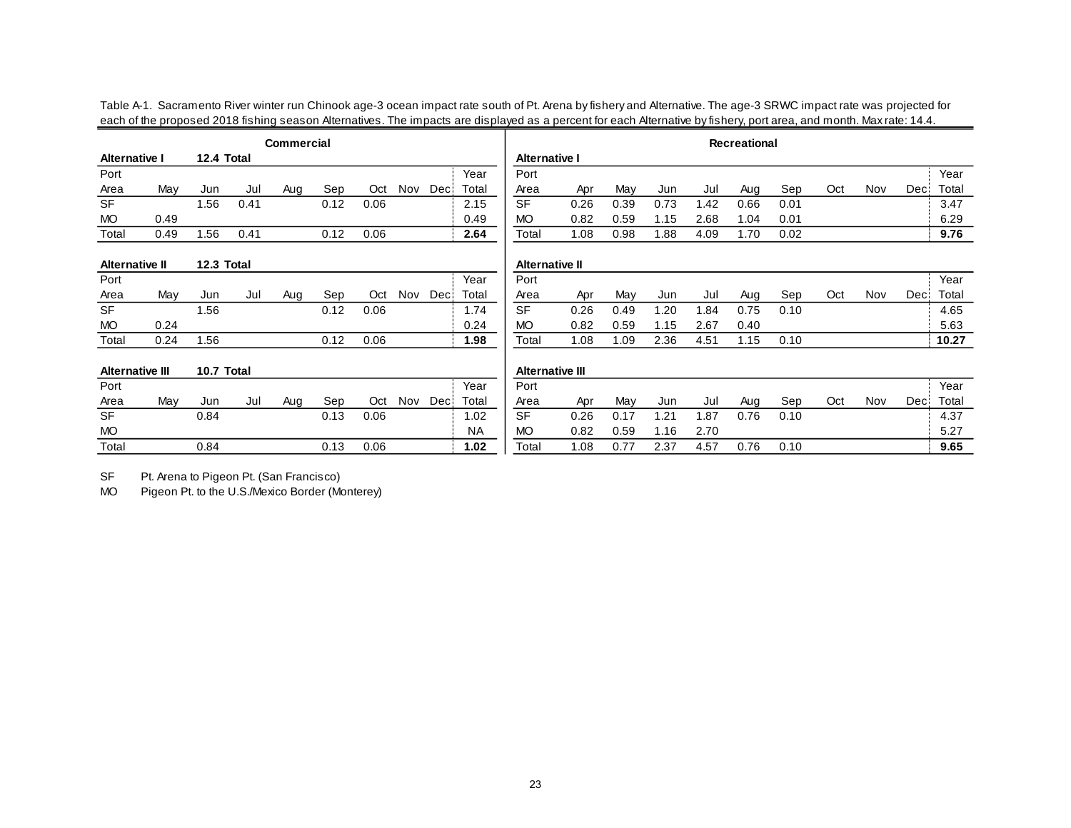Table A-1. Sacramento River winter run Chinook age-3 ocean impact rate south of Pt. Arena by fishery and Alternative. The age-3 SRWC impact rate was projected for each of the proposed 2018 fishing season Alternatives. The impacts are displayed as a percent for each Alternative by fishery, port area, and month. Max rate: 14.4.

**Commercial**

**Alternative I** **12.4 Total**

| Port Area | May | Jun | Jul | Aug | Sep | Oct | Nov | Dec | Year Total |
|---|---|---|---|---|---|---|---|---|---|
| SF | | 1.56 | 0.41 | | 0.12 | 0.06 | | | 2.15 |
| MO | 0.49 | | | | | | | | 0.49 |
| Total | 0.49 | 1.56 | 0.41 | | 0.12 | 0.06 | | | **2.64** |

**Alternative II** **12.3 Total**

| Port Area | May | Jun | Jul | Aug | Sep | Oct | Nov | Dec | Year Total |
|---|---|---|---|---|---|---|---|---|---|
| SF | | 1.56 | | | 0.12 | 0.06 | | | 1.74 |
| MO | 0.24 | | | | | | | | 0.24 |
| Total | 0.24 | 1.56 | | | 0.12 | 0.06 | | | **1.98** |

**Alternative III** **10.7 Total**

| Port Area | May | Jun | Jul | Aug | Sep | Oct | Nov | Dec | Year Total |
|---|---|---|---|---|---|---|---|---|---|
| SF | | 0.84 | | | 0.13 | 0.06 | | | 1.02 |
| MO | | | | | | | | | NA |
| Total | | 0.84 | | | 0.13 | 0.06 | | | **1.02** |

**Recreational**

**Alternative I**

| Port Area | Apr | May | Jun | Jul | Aug | Sep | Oct | Nov | Dec | Year Total |
|---|---|---|---|---|---|---|---|---|---|---|
| SF | 0.26 | 0.39 | 0.73 | 1.42 | 0.66 | 0.01 | | | | 3.47 |
| MO | 0.82 | 0.59 | 1.15 | 2.68 | 1.04 | 0.01 | | | | 6.29 |
| Total | 1.08 | 0.98 | 1.88 | 4.09 | 1.70 | 0.02 | | | | **9.76** |

**Alternative II**

| Port Area | Apr | May | Jun | Jul | Aug | Sep | Oct | Nov | Dec | Year Total |
|---|---|---|---|---|---|---|---|---|---|---|
| SF | 0.26 | 0.49 | 1.20 | 1.84 | 0.75 | 0.10 | | | | 4.65 |
| MO | 0.82 | 0.59 | 1.15 | 2.67 | 0.40 | | | | | 5.63 |
| Total | 1.08 | 1.09 | 2.36 | 4.51 | 1.15 | 0.10 | | | | **10.27** |

**Alternative III**

| Port Area | Apr | May | Jun | Jul | Aug | Sep | Oct | Nov | Dec | Year Total |
|---|---|---|---|---|---|---|---|---|---|---|
| SF | 0.26 | 0.17 | 1.21 | 1.87 | 0.76 | 0.10 | | | | 4.37 |
| MO | 0.82 | 0.59 | 1.16 | 2.70 | | | | | | 5.27 |
| Total | 1.08 | 0.77 | 2.37 | 4.57 | 0.76 | 0.10 | | | | **9.65** |

SF Pt. Arena to Pigeon Pt. (San Francisco)

MO Pigeon Pt. to the U.S./Mexico Border (Monterey)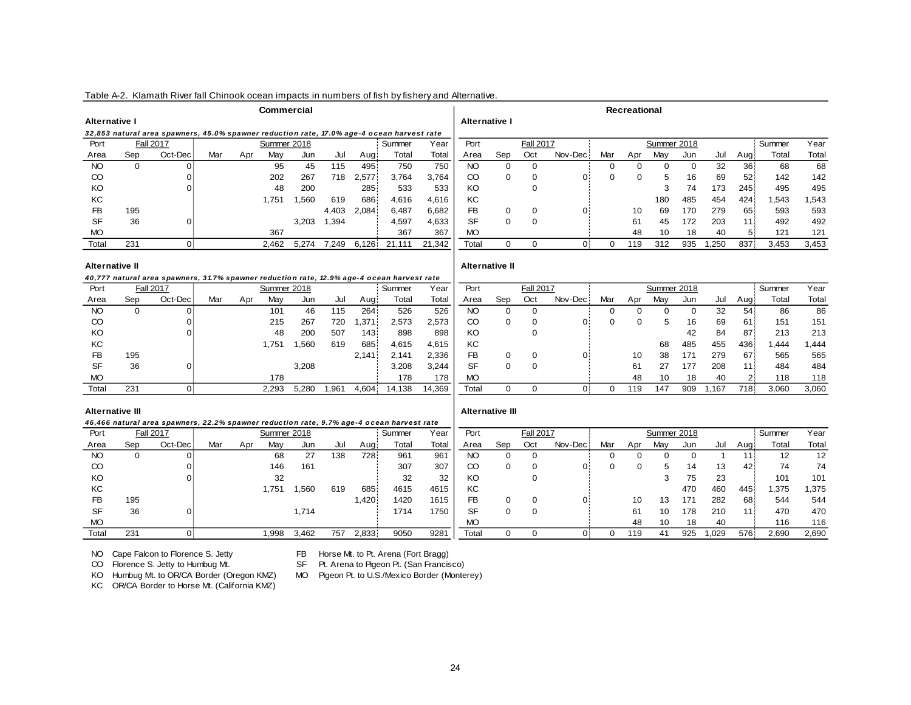Table A-2. Klamath River fall Chinook ocean impacts in numbers of fish by fishery and Alternative.

## Commercial

**Alternative I**

*32,853 natural area spawners, 45.0% spawner reduction rate, 17.0% age-4 ocean harvest rate*

| Port | Fall 2017 | | Summer 2018 | | | | | | Summer | Year |
|---|---|---|---|---|---|---|---|---|---|---|
| Area | Sep | Oct-Dec | Mar | Apr | May | Jun | Jul | Aug | Total | Total |
| NO | 0 | 0 | | | 95 | 45 | 115 | 495 | 750 | 750 |
| CO | | 0 | | | 202 | 267 | 718 | 2,577 | 3,764 | 3,764 |
| KO | | 0 | | | 48 | 200 | | 285 | 533 | 533 |
| KC | | | | | 1,751 | 1,560 | 619 | 686 | 4,616 | 4,616 |
| FB | 195 | | | | | | 4,403 | 2,084 | 6,487 | 6,682 |
| SF | 36 | 0 | | | | 3,203 | 1,394 | | 4,597 | 4,633 |
| MO | | | | | 367 | | | | 367 | 367 |
| Total | 231 | 0 | | | 2,462 | 5,274 | 7,249 | 6,126 | 21,111 | 21,342 |

**Alternative II**

*40,777 natural area spawners, 31.7% spawner reduction rate, 12.9% age-4 ocean harvest rate*

| Port | Fall 2017 | | Summer 2018 | | | | | | Summer | Year |
|---|---|---|---|---|---|---|---|---|---|---|
| Area | Sep | Oct-Dec | Mar | Apr | May | Jun | Jul | Aug | Total | Total |
| NO | 0 | 0 | | | 101 | 46 | 115 | 264 | 526 | 526 |
| CO | | 0 | | | 215 | 267 | 720 | 1,371 | 2,573 | 2,573 |
| KO | | 0 | | | 48 | 200 | 507 | 143 | 898 | 898 |
| KC | | | | | 1,751 | 1,560 | 619 | 685 | 4,615 | 4,615 |
| FB | 195 | | | | | | | 2,141 | 2,141 | 2,336 |
| SF | 36 | 0 | | | | 3,208 | | | 3,208 | 3,244 |
| MO | | | | | 178 | | | | 178 | 178 |
| Total | 231 | 0 | | | 2,293 | 5,280 | 1,961 | 4,604 | 14,138 | 14,369 |

**Alternative III**

*46,466 natural area spawners, 22.2% spawner reduction rate, 9.7% age-4 ocean harvest rate*

| Port | Fall 2017 | | Summer 2018 | | | | | | Summer | Year |
|---|---|---|---|---|---|---|---|---|---|---|
| Area | Sep | Oct-Dec | Mar | Apr | May | Jun | Jul | Aug | Total | Total |
| NO | 0 | 0 | | | 68 | 27 | 138 | 728 | 961 | 961 |
| CO | | 0 | | | 146 | 161 | | | 307 | 307 |
| KO | | 0 | | | 32 | | | | 32 | 32 |
| KC | | | | | 1,751 | 1,560 | 619 | 685 | 4615 | 4615 |
| FB | 195 | | | | | | | 1,420 | 1420 | 1615 |
| SF | 36 | 0 | | | | 1,714 | | | 1714 | 1750 |
| MO | | | | | | | | | | |
| Total | 231 | 0 | | | 1,998 | 3,462 | 757 | 2,833 | 9050 | 9281 |

## Recreational

**Alternative I**

| Port | Fall 2017 | | | Summer 2018 | | | | | | Summer | Year |
|---|---|---|---|---|---|---|---|---|---|---|---|
| Area | Sep | Oct | Nov-Dec | Mar | Apr | May | Jun | Jul | Aug | Total | Total |
| NO | 0 | 0 | | 0 | 0 | 0 | 0 | 32 | 36 | 68 | 68 |
| CO | 0 | 0 | 0 | 0 | 0 | 5 | 16 | 69 | 52 | 142 | 142 |
| KO | | 0 | | | | 3 | 74 | 173 | 245 | 495 | 495 |
| KC | | | | | | 180 | 485 | 454 | 424 | 1,543 | 1,543 |
| FB | 0 | 0 | 0 | | 10 | 69 | 170 | 279 | 65 | 593 | 593 |
| SF | 0 | 0 | | | 61 | 45 | 172 | 203 | 11 | 492 | 492 |
| MO | | | | | 48 | 10 | 18 | 40 | 5 | 121 | 121 |
| Total | 0 | 0 | 0 | 0 | 119 | 312 | 935 | 1,250 | 837 | 3,453 | 3,453 |

**Alternative II**

| Port | Fall 2017 | | | Summer 2018 | | | | | | Summer | Year |
|---|---|---|---|---|---|---|---|---|---|---|---|
| Area | Sep | Oct | Nov-Dec | Mar | Apr | May | Jun | Jul | Aug | Total | Total |
| NO | 0 | 0 | | 0 | 0 | 0 | 0 | 32 | 54 | 86 | 86 |
| CO | 0 | 0 | 0 | 0 | 0 | 5 | 16 | 69 | 61 | 151 | 151 |
| KO | | 0 | | | | | 42 | 84 | 87 | 213 | 213 |
| KC | | | | | | 68 | 485 | 455 | 436 | 1,444 | 1,444 |
| FB | 0 | 0 | 0 | | 10 | 38 | 171 | 279 | 67 | 565 | 565 |
| SF | 0 | 0 | | | 61 | 27 | 177 | 208 | 11 | 484 | 484 |
| MO | | | | | 48 | 10 | 18 | 40 | 2 | 118 | 118 |
| Total | 0 | 0 | 0 | 0 | 119 | 147 | 909 | 1,167 | 718 | 3,060 | 3,060 |

**Alternative III**

| Port | Fall 2017 | | | Summer 2018 | | | | | | Summer | Year |
|---|---|---|---|---|---|---|---|---|---|---|---|
| Area | Sep | Oct | Nov-Dec | Mar | Apr | May | Jun | Jul | Aug | Total | Total |
| NO | 0 | 0 | | 0 | 0 | 0 | 0 | 1 | 11 | 12 | 12 |
| CO | 0 | 0 | 0 | 0 | 0 | 5 | 14 | 13 | 42 | 74 | 74 |
| KO | | 0 | | | | 3 | 75 | 23 | | 101 | 101 |
| KC | | | | | | | 470 | 460 | 445 | 1,375 | 1,375 |
| FB | 0 | 0 | 0 | | 10 | 13 | 171 | 282 | 68 | 544 | 544 |
| SF | 0 | 0 | | | 61 | 10 | 178 | 210 | 11 | 470 | 470 |
| MO | | | | | 48 | 10 | 18 | 40 | | 116 | 116 |
| Total | 0 | 0 | 0 | 0 | 119 | 41 | 925 | 1,029 | 576 | 2,690 | 2,690 |

NO Cape Falcon to Florence S. Jetty
CO Florence S. Jetty to Humbug Mt.
KO Humbug Mt. to OR/CA Border (Oregon KMZ)
KC OR/CA Border to Horse Mt. (California KMZ)
FB Horse Mt. to Pt. Arena (Fort Bragg)
SF Pt. Arena to Pigeon Pt. (San Francisco)
MO Pigeon Pt. to U.S./Mexico Border (Monterey)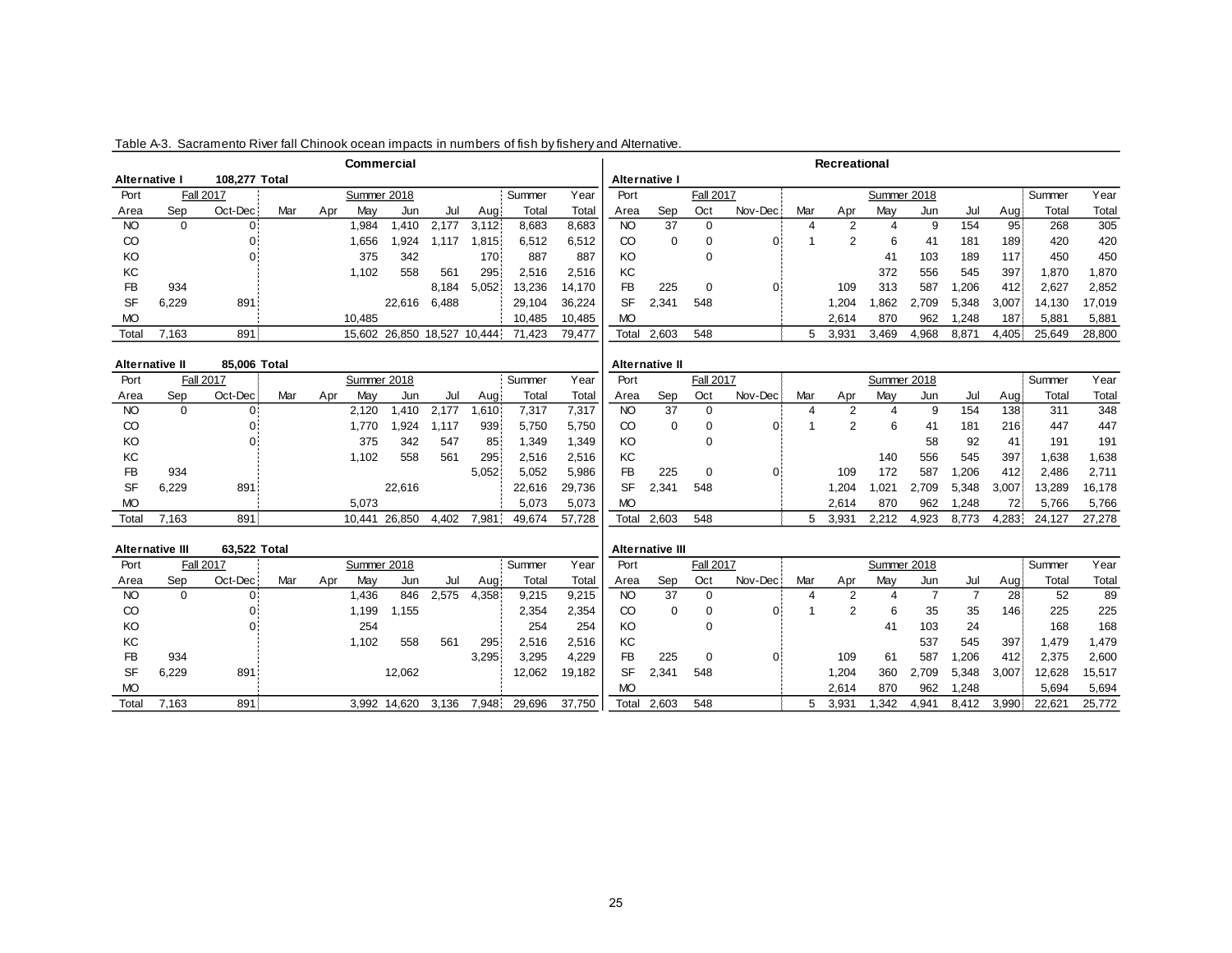Table A-3. Sacramento River fall Chinook ocean impacts in numbers of fish by fishery and Alternative.

**Commercial**

**Alternative I** 108,277 Total

| Port | Fall 2017 | | | | Summer 2018 | | | | Summer | Year |
|---|---|---|---|---|---|---|---|---|---|---|
| Area | Sep | Oct-Dec | Mar | Apr | May | Jun | Jul | Aug | Total | Total |
| NO | 0 | 0 | | | 1,984 | 1,410 | 2,177 | 3,112 | 8,683 | 8,683 |
| CO | | 0 | | | 1,656 | 1,924 | 1,117 | 1,815 | 6,512 | 6,512 |
| KO | | 0 | | | 375 | 342 | | 170 | 887 | 887 |
| KC | | | | | 1,102 | 558 | 561 | 295 | 2,516 | 2,516 |
| FB | 934 | | | | | | 8,184 | 5,052 | 13,236 | 14,170 |
| SF | 6,229 | 891 | | | | 22,616 | 6,488 | | 29,104 | 36,224 |
| MO | | | | | 10,485 | | | | 10,485 | 10,485 |
| Total | 7,163 | 891 | | | 15,602 | 26,850 | 18,527 | 10,444 | 71,423 | 79,477 |

**Alternative II** 85,006 Total

| Port | Fall 2017 | | | | Summer 2018 | | | | Summer | Year |
|---|---|---|---|---|---|---|---|---|---|---|
| Area | Sep | Oct-Dec | Mar | Apr | May | Jun | Jul | Aug | Total | Total |
| NO | 0 | 0 | | | 2,120 | 1,410 | 2,177 | 1,610 | 7,317 | 7,317 |
| CO | | 0 | | | 1,770 | 1,924 | 1,117 | 939 | 5,750 | 5,750 |
| KO | | 0 | | | 375 | 342 | 547 | 85 | 1,349 | 1,349 |
| KC | | | | | 1,102 | 558 | 561 | 295 | 2,516 | 2,516 |
| FB | 934 | | | | | | | 5,052 | 5,052 | 5,986 |
| SF | 6,229 | 891 | | | | 22,616 | | | 22,616 | 29,736 |
| MO | | | | | 5,073 | | | | 5,073 | 5,073 |
| Total | 7,163 | 891 | | | 10,441 | 26,850 | 4,402 | 7,981 | 49,674 | 57,728 |

**Alternative III** 63,522 Total

| Port | Fall 2017 | | | | Summer 2018 | | | | Summer | Year |
|---|---|---|---|---|---|---|---|---|---|---|
| Area | Sep | Oct-Dec | Mar | Apr | May | Jun | Jul | Aug | Total | Total |
| NO | 0 | 0 | | | 1,436 | 846 | 2,575 | 4,358 | 9,215 | 9,215 |
| CO | | 0 | | | 1,199 | 1,155 | | | 2,354 | 2,354 |
| KO | | 0 | | | 254 | | | | 254 | 254 |
| KC | | | | | 1,102 | 558 | 561 | 295 | 2,516 | 2,516 |
| FB | 934 | | | | | | | 3,295 | 3,295 | 4,229 |
| SF | 6,229 | 891 | | | | 12,062 | | | 12,062 | 19,182 |
| MO | | | | | | | | | | |
| Total | 7,163 | 891 | | | 3,992 | 14,620 | 3,136 | 7,948 | 29,696 | 37,750 |

**Recreational**

**Alternative I**

| Port | Fall 2017 | | | | | Summer 2018 | | | | Summer | Year |
|---|---|---|---|---|---|---|---|---|---|---|---|
| Area | Sep | Oct | Nov-Dec | Mar | Apr | May | Jun | Jul | Aug | Total | Total |
| NO | 37 | 0 | | 4 | 2 | 4 | 9 | 154 | 95 | 268 | 305 |
| CO | 0 | 0 | 0 | 1 | 2 | 6 | 41 | 181 | 189 | 420 | 420 |
| KO | | 0 | | | | 41 | 103 | 189 | 117 | 450 | 450 |
| KC | | | | | | 372 | 556 | 545 | 397 | 1,870 | 1,870 |
| FB | 225 | 0 | 0 | | 109 | 313 | 587 | 1,206 | 412 | 2,627 | 2,852 |
| SF | 2,341 | 548 | | | 1,204 | 1,862 | 2,709 | 5,348 | 3,007 | 14,130 | 17,019 |
| MO | | | | | 2,614 | 870 | 962 | 1,248 | 187 | 5,881 | 5,881 |
| Total | 2,603 | 548 | | 5 | 3,931 | 3,469 | 4,968 | 8,871 | 4,405 | 25,649 | 28,800 |

**Alternative II**

| Port | Fall 2017 | | | | | Summer 2018 | | | | Summer | Year |
|---|---|---|---|---|---|---|---|---|---|---|---|
| Area | Sep | Oct | Nov-Dec | Mar | Apr | May | Jun | Jul | Aug | Total | Total |
| NO | 37 | 0 | | 4 | 2 | 4 | 9 | 154 | 138 | 311 | 348 |
| CO | 0 | 0 | 0 | 1 | 2 | 6 | 41 | 181 | 216 | 447 | 447 |
| KO | | 0 | | | | | 58 | 92 | 41 | 191 | 191 |
| KC | | | | | | 140 | 556 | 545 | 397 | 1,638 | 1,638 |
| FB | 225 | 0 | 0 | | 109 | 172 | 587 | 1,206 | 412 | 2,486 | 2,711 |
| SF | 2,341 | 548 | | | 1,204 | 1,021 | 2,709 | 5,348 | 3,007 | 13,289 | 16,178 |
| MO | | | | | 2,614 | 870 | 962 | 1,248 | 72 | 5,766 | 5,766 |
| Total | 2,603 | 548 | | 5 | 3,931 | 2,212 | 4,923 | 8,773 | 4,283 | 24,127 | 27,278 |

**Alternative III**

| Port | Fall 2017 | | | | | Summer 2018 | | | | Summer | Year |
|---|---|---|---|---|---|---|---|---|---|---|---|
| Area | Sep | Oct | Nov-Dec | Mar | Apr | May | Jun | Jul | Aug | Total | Total |
| NO | 37 | 0 | | 4 | 2 | 4 | 7 | 7 | 28 | 52 | 89 |
| CO | 0 | 0 | 0 | 1 | 2 | 6 | 35 | 35 | 146 | 225 | 225 |
| KO | | 0 | | | | 41 | 103 | 24 | | 168 | 168 |
| KC | | | | | | | 537 | 545 | 397 | 1,479 | 1,479 |
| FB | 225 | 0 | 0 | | 109 | 61 | 587 | 1,206 | 412 | 2,375 | 2,600 |
| SF | 2,341 | 548 | | | 1,204 | 360 | 2,709 | 5,348 | 3,007 | 12,628 | 15,517 |
| MO | | | | | 2,614 | 870 | 962 | 1,248 | | 5,694 | 5,694 |
| Total | 2,603 | 548 | | 5 | 3,931 | 1,342 | 4,941 | 8,412 | 3,990 | 22,621 | 25,772 |